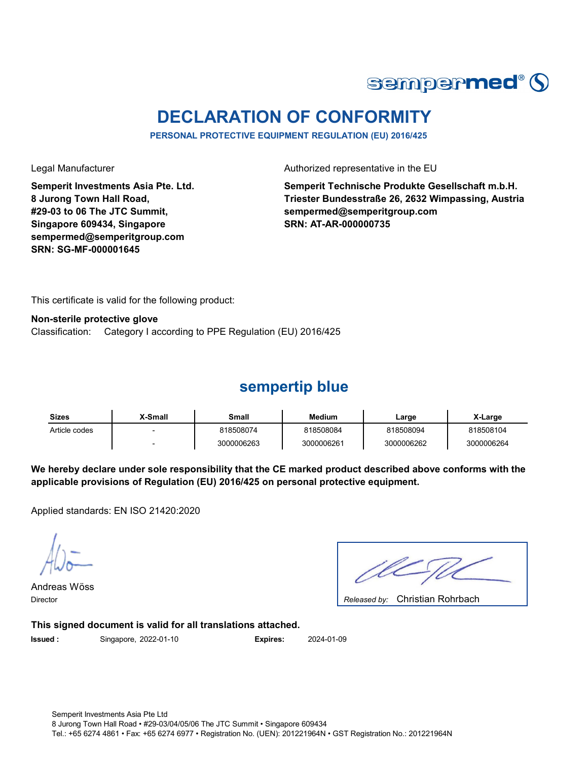# DECLARATION OF CONFORMITY

**PERSONAL PROTECTIVE EQUIPMENT REGULATION (EU) 2016/425**

Legal Manufacturer

**Semperit Investments Asia Pte. Ltd.**
**8 Jurong Town Hall Road,**
**#29-03 to 06 The JTC Summit,**
**Singapore 609434, Singapore**
**sempermed@semperitgroup.com**
**SRN: SG-MF-000001645**

Authorized representative in the EU

**Semperit Technische Produkte Gesellschaft m.b.H.**
**Triester Bundesstraße 26, 2632 Wimpassing, Austria**
**sempermed@semperitgroup.com**
**SRN: AT-AR-000000735**

This certificate is valid for the following product:

**Non-sterile protective glove**
Classification: Category I according to PPE Regulation (EU) 2016/425

## sempertip blue

| Sizes | X-Small | Small | Medium | Large | X-Large |
|---|---|---|---|---|---|
| Article codes | - | 818508074 | 818508084 | 818508094 | 818508104 |
| | - | 3000006263 | 3000006261 | 3000006262 | 3000006264 |

**We hereby declare under sole responsibility that the CE marked product described above conforms with the applicable provisions of Regulation (EU) 2016/425 on personal protective equipment.**

Applied standards: EN ISO 21420:2020

Andreas Wöss
Director

*Released by:* Christian Rohrbach

**This signed document is valid for all translations attached.**

**Issued :** Singapore, 2022-01-10 **Expires:** 2024-01-09

Semperit Investments Asia Pte Ltd
8 Jurong Town Hall Road • #29-03/04/05/06 The JTC Summit • Singapore 609434
Tel.: +65 6274 4861 • Fax: +65 6274 6977 • Registration No. (UEN): 201221964N • GST Registration No.: 201221964N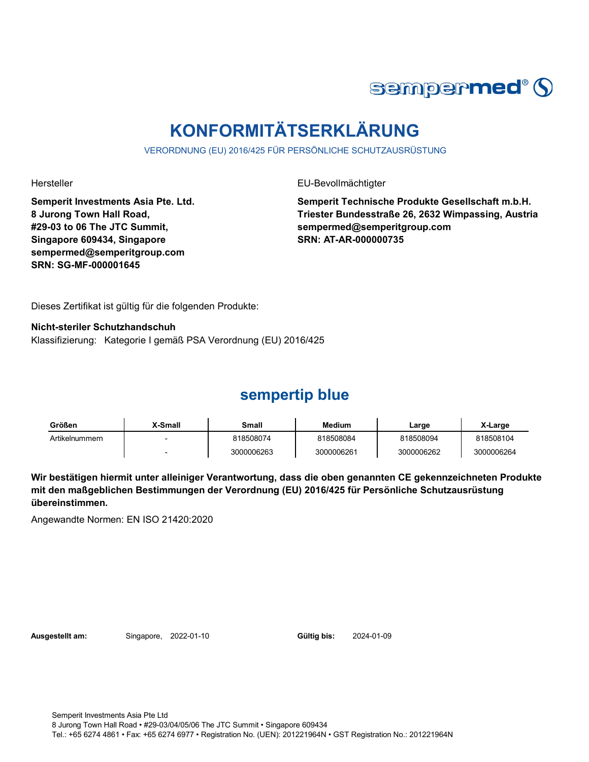# KONFORMITÄTSERKLÄRUNG

VERORDNUNG (EU) 2016/425 FÜR PERSÖNLICHE SCHUTZAUSRÜSTUNG

Hersteller

**Semperit Investments Asia Pte. Ltd.**
**8 Jurong Town Hall Road,**
**#29-03 to 06 The JTC Summit,**
**Singapore 609434, Singapore**
**sempermed@semperitgroup.com**
**SRN: SG-MF-000001645**

EU-Bevollmächtigter

**Semperit Technische Produkte Gesellschaft m.b.H.**
**Triester Bundesstraße 26, 2632 Wimpassing, Austria**
**sempermed@semperitgroup.com**
**SRN: AT-AR-000000735**

Dieses Zertifikat ist gültig für die folgenden Produkte:

**Nicht-steriler Schutzhandschuh**
Klassifizierung: Kategorie I gemäß PSA Verordnung (EU) 2016/425

## sempertip blue

| Größen | X-Small | Small | Medium | Large | X-Large |
|---|---|---|---|---|---|
| Artikelnummern | - | 818508074 | 818508084 | 818508094 | 818508104 |
| | - | 3000006263 | 3000006261 | 3000006262 | 3000006264 |

**Wir bestätigen hiermit unter alleiniger Verantwortung, dass die oben genannten CE gekennzeichneten Produkte mit den maßgeblichen Bestimmungen der Verordnung (EU) 2016/425 für Persönliche Schutzausrüstung übereinstimmen.**

Angewandte Normen: EN ISO 21420:2020

**Ausgestellt am:** Singapore, 2022-01-10 **Gültig bis:** 2024-01-09

Semperit Investments Asia Pte Ltd
8 Jurong Town Hall Road • #29-03/04/05/06 The JTC Summit • Singapore 609434
Tel.: +65 6274 4861 • Fax: +65 6274 6977 • Registration No. (UEN): 201221964N • GST Registration No.: 201221964N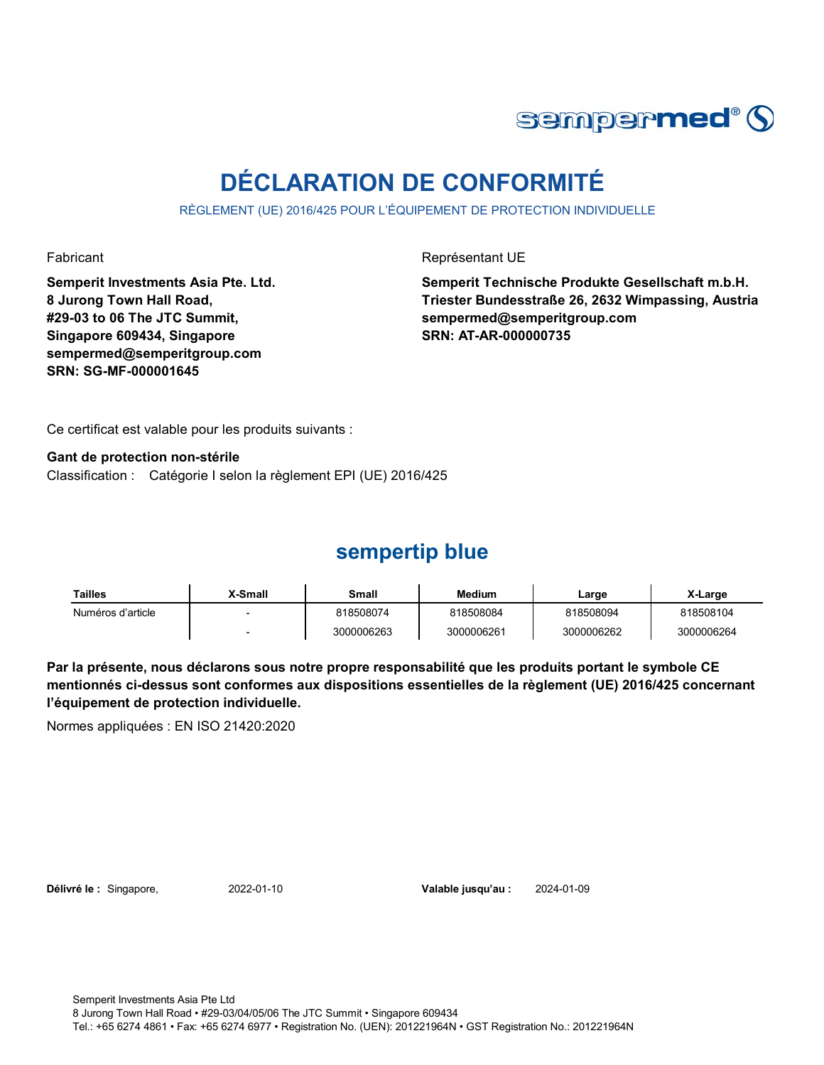# DÉCLARATION DE CONFORMITÉ

RÈGLEMENT (UE) 2016/425 POUR L'ÉQUIPEMENT DE PROTECTION INDIVIDUELLE

Fabricant

**Semperit Investments Asia Pte. Ltd.**
**8 Jurong Town Hall Road,**
**#29-03 to 06 The JTC Summit,**
**Singapore 609434, Singapore**
**sempermed@semperitgroup.com**
**SRN: SG-MF-000001645**

Représentant UE

**Semperit Technische Produkte Gesellschaft m.b.H.**
**Triester Bundesstraße 26, 2632 Wimpassing, Austria**
**sempermed@semperitgroup.com**
**SRN: AT-AR-000000735**

Ce certificat est valable pour les produits suivants :

**Gant de protection non-stérile**
Classification : Catégorie I selon la règlement EPI (UE) 2016/425

## sempertip blue

| Tailles | X-Small | Small | Medium | Large | X-Large |
|---|---|---|---|---|---|
| Numéros d'article | - | 818508074 | 818508084 | 818508094 | 818508104 |
| | - | 3000006263 | 3000006261 | 3000006262 | 3000006264 |

**Par la présente, nous déclarons sous notre propre responsabilité que les produits portant le symbole CE mentionnés ci-dessus sont conformes aux dispositions essentielles de la règlement (UE) 2016/425 concernant l'équipement de protection individuelle.**

Normes appliquées : EN ISO 21420:2020

**Délivré le :** Singapore, 2022-01-10 **Valable jusqu'au :** 2024-01-09

Semperit Investments Asia Pte Ltd
8 Jurong Town Hall Road • #29-03/04/05/06 The JTC Summit • Singapore 609434
Tel.: +65 6274 4861 • Fax: +65 6274 6977 • Registration No. (UEN): 201221964N • GST Registration No.: 201221964N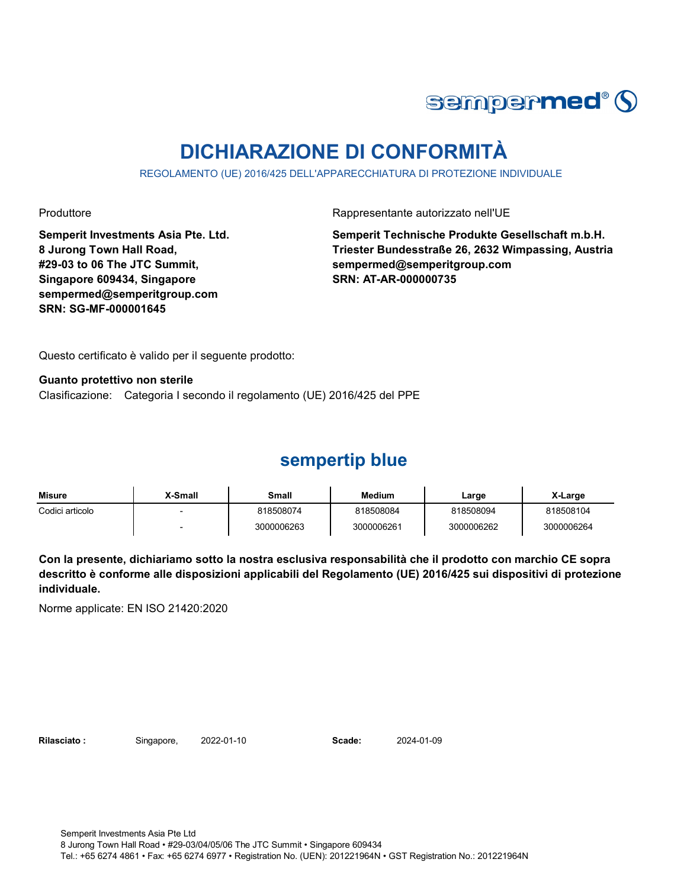sempermed®

# DICHIARAZIONE DI CONFORMITÀ

REGOLAMENTO (UE) 2016/425 DELL'APPARECCHIATURA DI PROTEZIONE INDIVIDUALE

Produttore

**Semperit Investments Asia Pte. Ltd.**
**8 Jurong Town Hall Road,**
**#29-03 to 06 The JTC Summit,**
**Singapore 609434, Singapore**
**sempermed@semperitgroup.com**
**SRN: SG-MF-000001645**

Rappresentante autorizzato nell'UE

**Semperit Technische Produkte Gesellschaft m.b.H.**
**Triester Bundesstraße 26, 2632 Wimpassing, Austria**
**sempermed@semperitgroup.com**
**SRN: AT-AR-000000735**

Questo certificato è valido per il seguente prodotto:

**Guanto protettivo non sterile**
Clasificazione: Categoria I secondo il regolamento (UE) 2016/425 del PPE

## sempertip blue

| Misure | X-Small | Small | Medium | Large | X-Large |
|---|---|---|---|---|---|
| Codici articolo | - | 818508074 | 818508084 | 818508094 | 818508104 |
| | - | 3000006263 | 3000006261 | 3000006262 | 3000006264 |

**Con la presente, dichiariamo sotto la nostra esclusiva responsabilità che il prodotto con marchio CE sopra descritto è conforme alle disposizioni applicabili del Regolamento (UE) 2016/425 sui dispositivi di protezione individuale.**

Norme applicate: EN ISO 21420:2020

**Rilasciato :** Singapore, 2022-01-10 **Scade:** 2024-01-09

Semperit Investments Asia Pte Ltd
8 Jurong Town Hall Road • #29-03/04/05/06 The JTC Summit • Singapore 609434
Tel.: +65 6274 4861 • Fax: +65 6274 6977 • Registration No. (UEN): 201221964N • GST Registration No.: 201221964N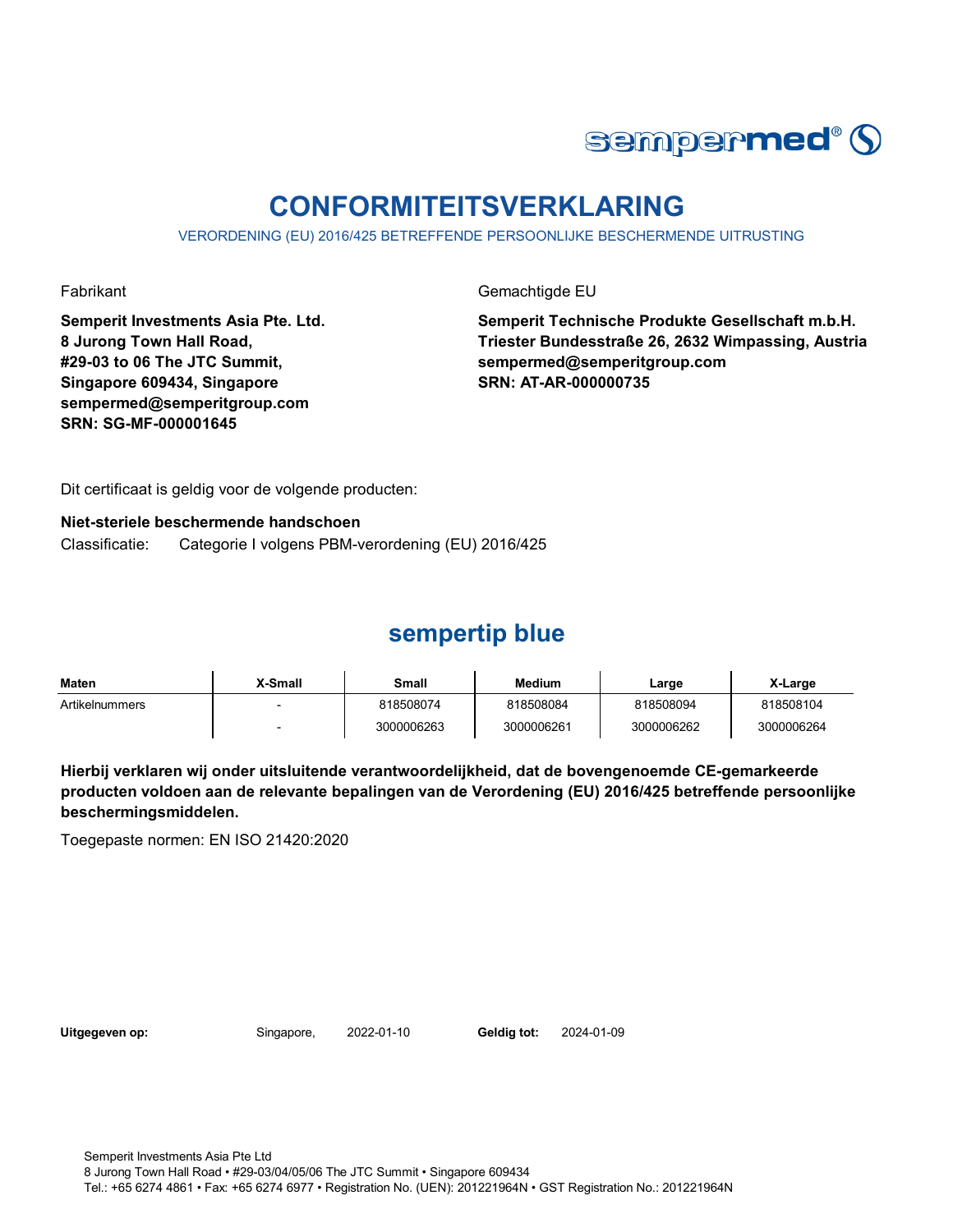sempermed®

# CONFORMITEITSVERKLARING

VERORDENING (EU) 2016/425 BETREFFENDE PERSOONLIJKE BESCHERMENDE UITRUSTING

Fabrikant

**Semperit Investments Asia Pte. Ltd.**
**8 Jurong Town Hall Road,**
**#29-03 to 06 The JTC Summit,**
**Singapore 609434, Singapore**
**sempermed@semperitgroup.com**
**SRN: SG-MF-000001645**

Gemachtigde EU

**Semperit Technische Produkte Gesellschaft m.b.H.**
**Triester Bundesstraße 26, 2632 Wimpassing, Austria**
**sempermed@semperitgroup.com**
**SRN: AT-AR-000000735**

Dit certificaat is geldig voor de volgende producten:

**Niet-steriele beschermende handschoen**

Classificatie: Categorie I volgens PBM-verordening (EU) 2016/425

## sempertip blue

| Maten | X-Small | Small | Medium | Large | X-Large |
|---|---|---|---|---|---|
| Artikelnummers | - | 818508074 | 818508084 | 818508094 | 818508104 |
| | - | 3000006263 | 3000006261 | 3000006262 | 3000006264 |

**Hierbij verklaren wij onder uitsluitende verantwoordelijkheid, dat de bovengenoemde CE-gemarkeerde producten voldoen aan de relevante bepalingen van de Verordening (EU) 2016/425 betreffende persoonlijke beschermingsmiddelen.**

Toegepaste normen: EN ISO 21420:2020

**Uitgegeven op:** Singapore, 2022-01-10 **Geldig tot:** 2024-01-09

Semperit Investments Asia Pte Ltd
8 Jurong Town Hall Road • #29-03/04/05/06 The JTC Summit • Singapore 609434
Tel.: +65 6274 4861 • Fax: +65 6274 6977 • Registration No. (UEN): 201221964N • GST Registration No.: 201221964N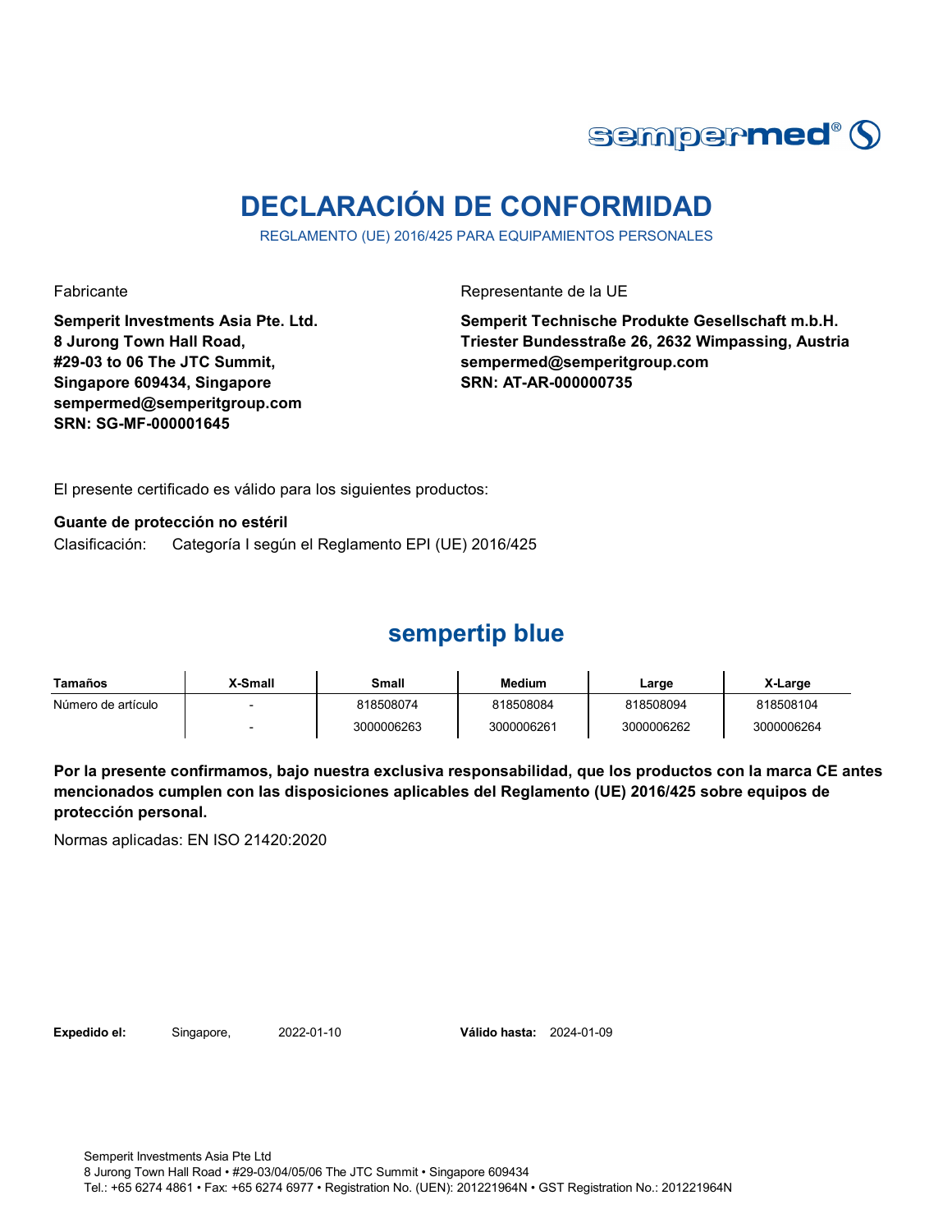sempermed®

# DECLARACIÓN DE CONFORMIDAD

REGLAMENTO (UE) 2016/425 PARA EQUIPAMIENTOS PERSONALES

Fabricante

**Semperit Investments Asia Pte. Ltd.**
**8 Jurong Town Hall Road,**
**#29-03 to 06 The JTC Summit,**
**Singapore 609434, Singapore**
**sempermed@semperitgroup.com**
**SRN: SG-MF-000001645**

Representante de la UE

**Semperit Technische Produkte Gesellschaft m.b.H.**
**Triester Bundesstraße 26, 2632 Wimpassing, Austria**
**sempermed@semperitgroup.com**
**SRN: AT-AR-000000735**

El presente certificado es válido para los siguientes productos:

**Guante de protección no estéril**

Clasificación: Categoría I según el Reglamento EPI (UE) 2016/425

## sempertip blue

| Tamaños | X-Small | Small | Medium | Large | X-Large |
|---|---|---|---|---|---|
| Número de artículo | - | 818508074 | 818508084 | 818508094 | 818508104 |
| | - | 3000006263 | 3000006261 | 3000006262 | 3000006264 |

**Por la presente confirmamos, bajo nuestra exclusiva responsabilidad, que los productos con la marca CE antes mencionados cumplen con las disposiciones aplicables del Reglamento (UE) 2016/425 sobre equipos de protección personal.**

Normas aplicadas: EN ISO 21420:2020

**Expedido el:** Singapore, 2022-01-10 **Válido hasta:** 2024-01-09

Semperit Investments Asia Pte Ltd
8 Jurong Town Hall Road • #29-03/04/05/06 The JTC Summit • Singapore 609434
Tel.: +65 6274 4861 • Fax: +65 6274 6977 • Registration No. (UEN): 201221964N • GST Registration No.: 201221964N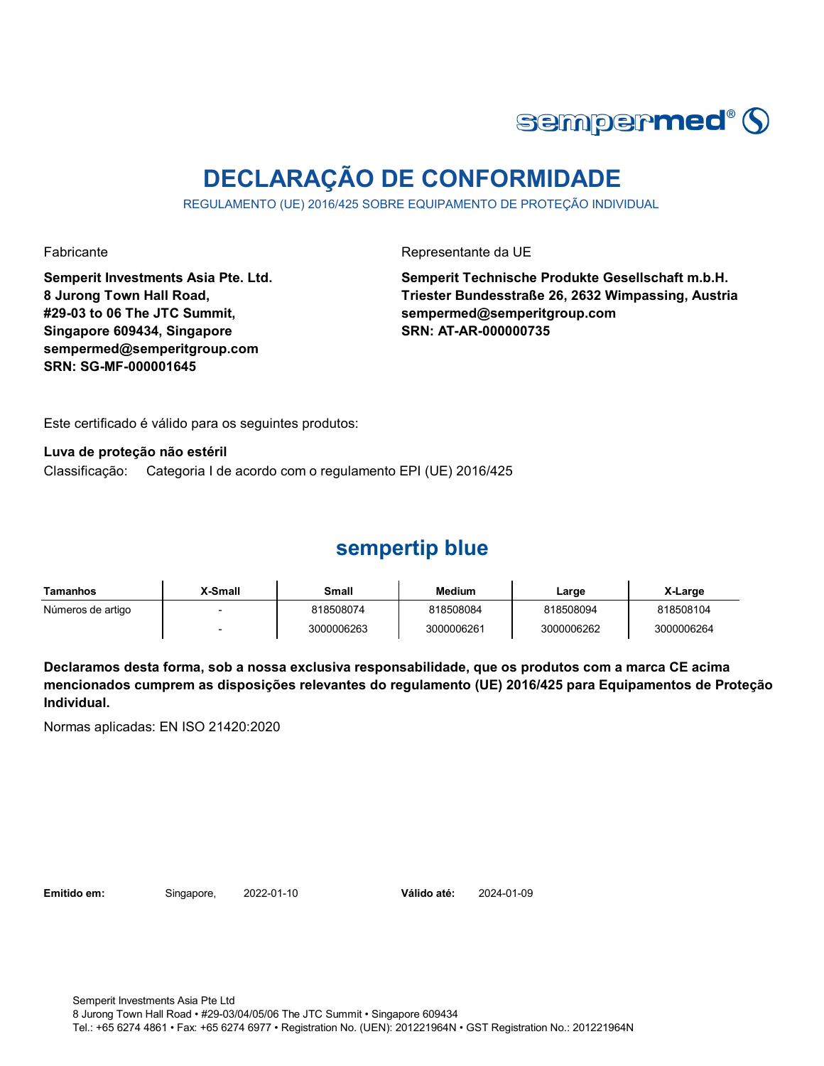sempermed®

# DECLARAÇÃO DE CONFORMIDADE

REGULAMENTO (UE) 2016/425 SOBRE EQUIPAMENTO DE PROTEÇÃO INDIVIDUAL

Fabricante

**Semperit Investments Asia Pte. Ltd.**
**8 Jurong Town Hall Road,**
**#29-03 to 06 The JTC Summit,**
**Singapore 609434, Singapore**
**sempermed@semperitgroup.com**
**SRN: SG-MF-000001645**

Representante da UE

**Semperit Technische Produkte Gesellschaft m.b.H.**
**Triester Bundesstraße 26, 2632 Wimpassing, Austria**
**sempermed@semperitgroup.com**
**SRN: AT-AR-000000735**

Este certificado é válido para os seguintes produtos:

**Luva de proteção não estéril**

Classificação: Categoria I de acordo com o regulamento EPI (UE) 2016/425

## sempertip blue

| Tamanhos | X-Small | Small | Medium | Large | X-Large |
|---|---|---|---|---|---|
| Números de artigo | - | 818508074 | 818508084 | 818508094 | 818508104 |
| | - | 3000006263 | 3000006261 | 3000006262 | 3000006264 |

**Declaramos desta forma, sob a nossa exclusiva responsabilidade, que os produtos com a marca CE acima mencionados cumprem as disposições relevantes do regulamento (UE) 2016/425 para Equipamentos de Proteção Individual.**

Normas aplicadas: EN ISO 21420:2020

**Emitido em:** Singapore, 2022-01-10 **Válido até:** 2024-01-09

Semperit Investments Asia Pte Ltd
8 Jurong Town Hall Road • #29-03/04/05/06 The JTC Summit • Singapore 609434
Tel.: +65 6274 4861 • Fax: +65 6274 6977 • Registration No. (UEN): 201221964N • GST Registration No.: 201221964N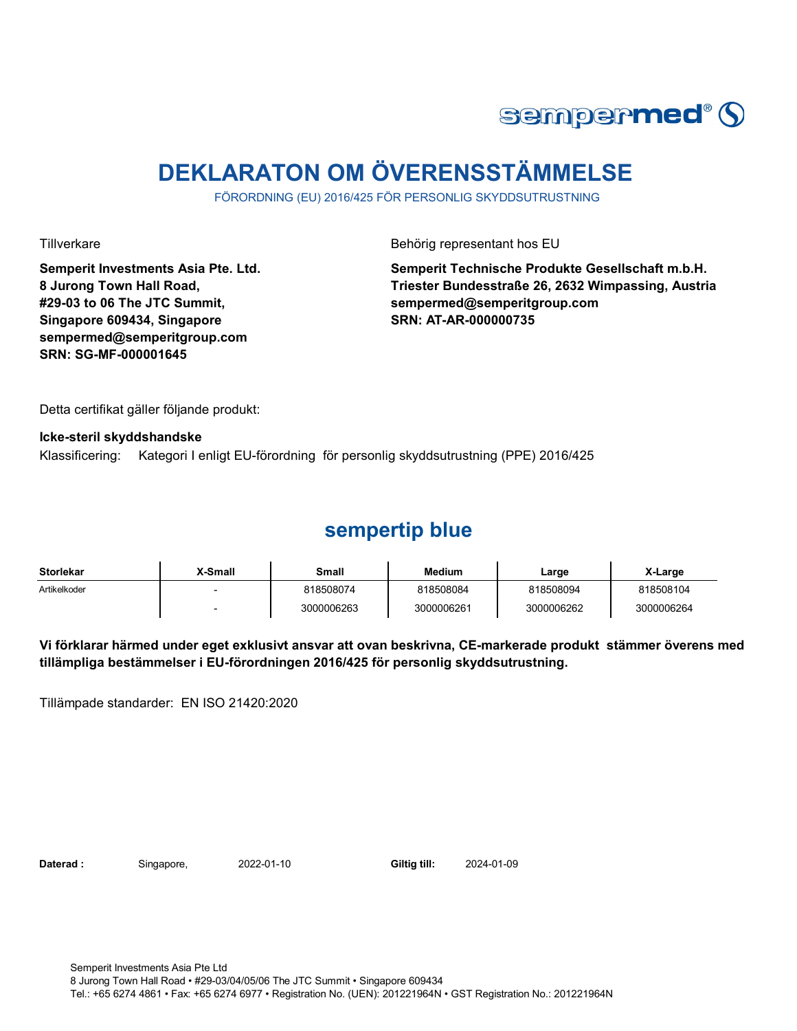# DEKLARATON OM ÖVERENSSTÄMMELSE

FÖRORDNING (EU) 2016/425 FÖR PERSONLIG SKYDDSUTRUSTNING

Tillverkare

**Semperit Investments Asia Pte. Ltd.**
**8 Jurong Town Hall Road,**
**#29-03 to 06 The JTC Summit,**
**Singapore 609434, Singapore**
**sempermed@semperitgroup.com**
**SRN: SG-MF-000001645**

Behörig representant hos EU

**Semperit Technische Produkte Gesellschaft m.b.H.**
**Triester Bundesstraße 26, 2632 Wimpassing, Austria**
**sempermed@semperitgroup.com**
**SRN: AT-AR-000000735**

Detta certifikat gäller följande produkt:

**Icke-steril skyddshandske**

Klassificering: Kategori I enligt EU-förordning för personlig skyddsutrustning (PPE) 2016/425

## sempertip blue

| Storlekar | X-Small | Small | Medium | Large | X-Large |
|---|---|---|---|---|---|
| Artikelkoder | - | 818508074 | 818508084 | 818508094 | 818508104 |
| | - | 3000006263 | 3000006261 | 3000006262 | 3000006264 |

**Vi förklarar härmed under eget exklusivt ansvar att ovan beskrivna, CE-markerade produkt stämmer överens med tillämpliga bestämmelser i EU-förordningen 2016/425 för personlig skyddsutrustning.**

Tillämpade standarder: EN ISO 21420:2020

**Daterad :** Singapore, 2022-01-10 **Giltig till:** 2024-01-09

Semperit Investments Asia Pte Ltd
8 Jurong Town Hall Road • #29-03/04/05/06 The JTC Summit • Singapore 609434
Tel.: +65 6274 4861 • Fax: +65 6274 6977 • Registration No. (UEN): 201221964N • GST Registration No.: 201221964N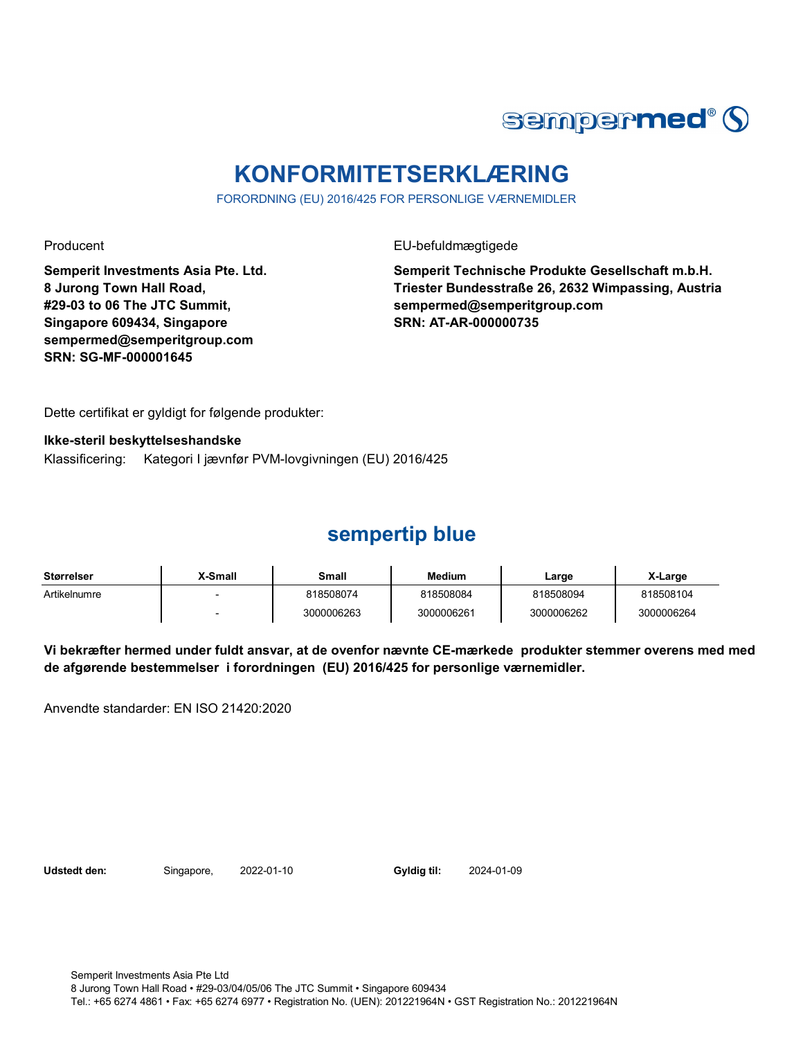# KONFORMITETSERKLÆRING

FORORDNING (EU) 2016/425 FOR PERSONLIGE VÆRNEMIDLER

Producent

**Semperit Investments Asia Pte. Ltd.**
**8 Jurong Town Hall Road,**
**#29-03 to 06 The JTC Summit,**
**Singapore 609434, Singapore**
**sempermed@semperitgroup.com**
**SRN: SG-MF-000001645**

EU-befuldmægtigede

**Semperit Technische Produkte Gesellschaft m.b.H.**
**Triester Bundesstraße 26, 2632 Wimpassing, Austria**
**sempermed@semperitgroup.com**
**SRN: AT-AR-000000735**

Dette certifikat er gyldigt for følgende produkter:

**Ikke-steril beskyttelseshandske**

Klassificering: Kategori I jævnfør PVM-lovgivningen (EU) 2016/425

## sempertip blue

| Størrelser | X-Small | Small | Medium | Large | X-Large |
|---|---|---|---|---|---|
| Artikelnumre | - | 818508074 | 818508084 | 818508094 | 818508104 |
| | - | 3000006263 | 3000006261 | 3000006262 | 3000006264 |

**Vi bekræfter hermed under fuldt ansvar, at de ovenfor nævnte CE-mærkede produkter stemmer overens med med de afgørende bestemmelser i forordningen (EU) 2016/425 for personlige værnemidler.**

Anvendte standarder: EN ISO 21420:2020

**Udstedt den:** Singapore, 2022-01-10 **Gyldig til:** 2024-01-09

Semperit Investments Asia Pte Ltd
8 Jurong Town Hall Road • #29-03/04/05/06 The JTC Summit • Singapore 609434
Tel.: +65 6274 4861 • Fax: +65 6274 6977 • Registration No. (UEN): 201221964N • GST Registration No.: 201221964N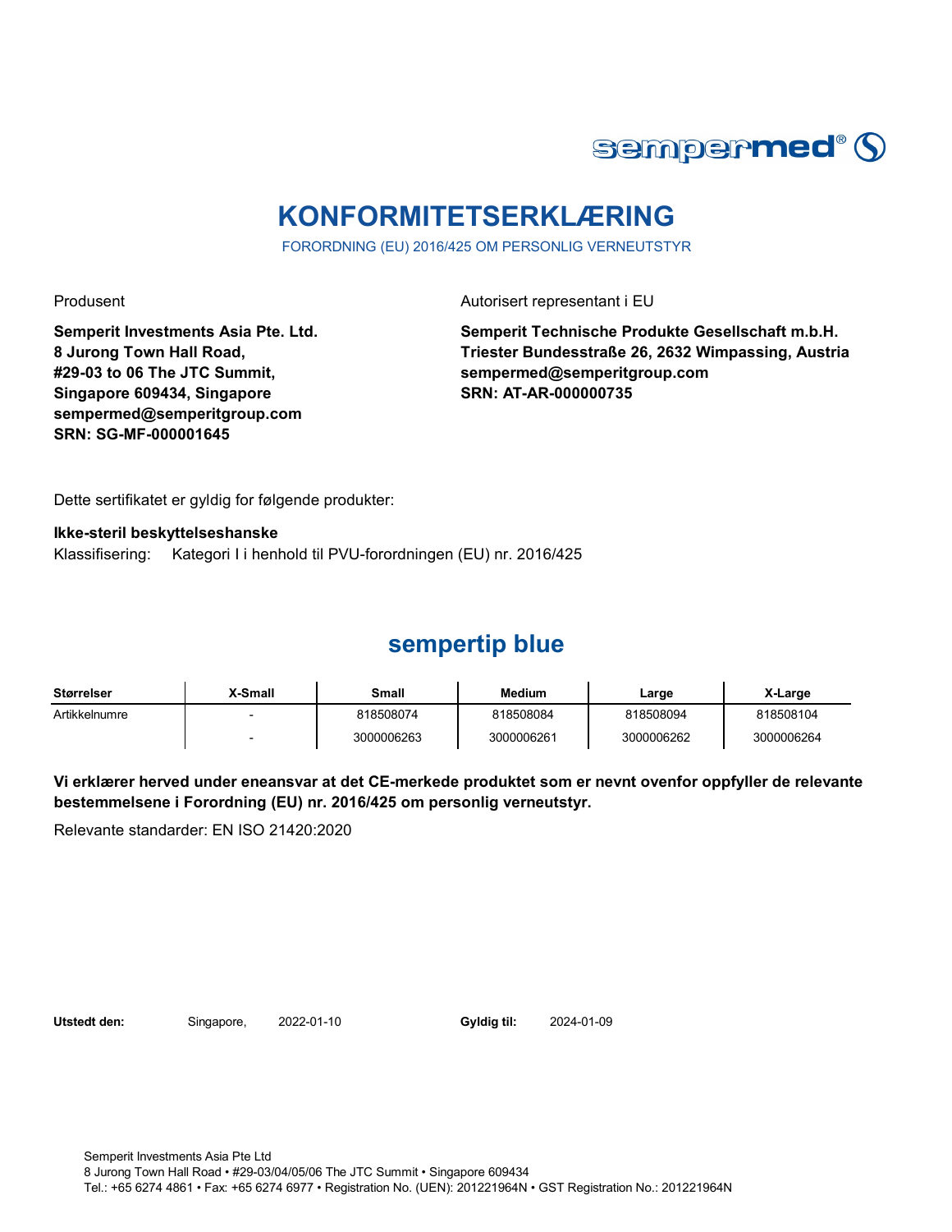sempermed®

# KONFORMITETSERKLÆRING

FORORDNING (EU) 2016/425 OM PERSONLIG VERNEUTSTYR

Produsent

**Semperit Investments Asia Pte. Ltd.**
**8 Jurong Town Hall Road,**
**#29-03 to 06 The JTC Summit,**
**Singapore 609434, Singapore**
**sempermed@semperitgroup.com**
**SRN: SG-MF-000001645**

Autorisert representant i EU

**Semperit Technische Produkte Gesellschaft m.b.H.**
**Triester Bundesstraße 26, 2632 Wimpassing, Austria**
**sempermed@semperitgroup.com**
**SRN: AT-AR-000000735**

Dette sertifikatet er gyldig for følgende produkter:

**Ikke-steril beskyttelseshanske**

Klassifisering: Kategori I i henhold til PVU-forordningen (EU) nr. 2016/425

## sempertip blue

| Størrelser | X-Small | Small | Medium | Large | X-Large |
|---|---|---|---|---|---|
| Artikkelnumre | - | 818508074 | 818508084 | 818508094 | 818508104 |
| | - | 3000006263 | 3000006261 | 3000006262 | 3000006264 |

**Vi erklærer herved under eneansvar at det CE-merkede produktet som er nevnt ovenfor oppfyller de relevante bestemmelsene i Forordning (EU) nr. 2016/425 om personlig verneutstyr.**

Relevante standarder: EN ISO 21420:2020

**Utstedt den:** Singapore, 2022-01-10 **Gyldig til:** 2024-01-09

Semperit Investments Asia Pte Ltd
8 Jurong Town Hall Road • #29-03/04/05/06 The JTC Summit • Singapore 609434
Tel.: +65 6274 4861 • Fax: +65 6274 6977 • Registration No. (UEN): 201221964N • GST Registration No.: 201221964N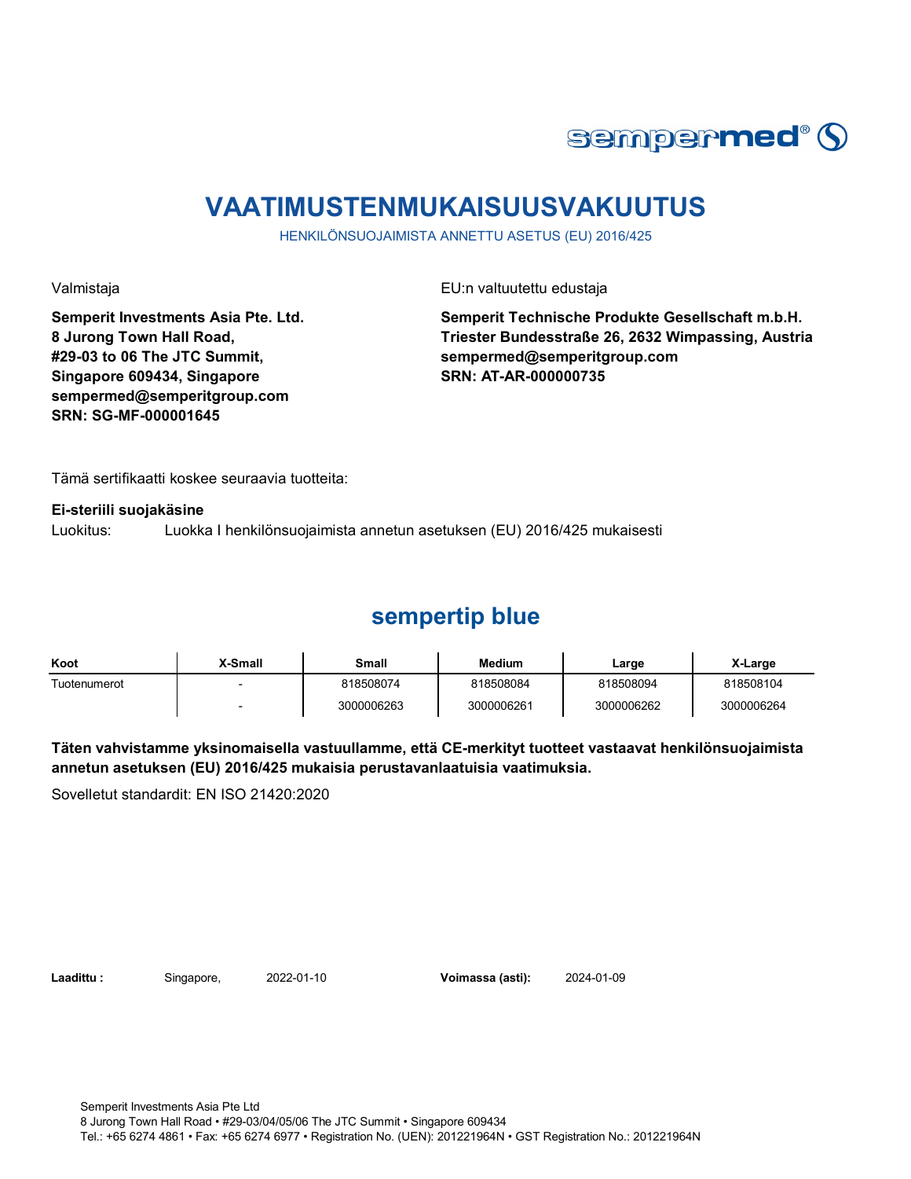# VAATIMUSTENMUKAISUUSVAKUUTUS

HENKILÖNSUOJAIMISTA ANNETTU ASETUS (EU) 2016/425

Valmistaja

**Semperit Investments Asia Pte. Ltd.**
**8 Jurong Town Hall Road,**
**#29-03 to 06 The JTC Summit,**
**Singapore 609434, Singapore**
**sempermed@semperitgroup.com**
**SRN: SG-MF-000001645**

EU:n valtuutettu edustaja

**Semperit Technische Produkte Gesellschaft m.b.H.**
**Triester Bundesstraße 26, 2632 Wimpassing, Austria**
**sempermed@semperitgroup.com**
**SRN: AT-AR-000000735**

Tämä sertifikaatti koskee seuraavia tuotteita:

**Ei-steriili suojakäsine**

Luokitus: Luokka I henkilönsuojaimista annetun asetuksen (EU) 2016/425 mukaisesti

## sempertip blue

| Koot | X-Small | Small | Medium | Large | X-Large |
|---|---|---|---|---|---|
| Tuotenumerot | - | 818508074 | 818508084 | 818508094 | 818508104 |
| | - | 3000006263 | 3000006261 | 3000006262 | 3000006264 |

**Täten vahvistamme yksinomaisella vastuullamme, että CE-merkityt tuotteet vastaavat henkilönsuojaimista annetun asetuksen (EU) 2016/425 mukaisia perustavanlaatuisia vaatimuksia.**

Sovelletut standardit: EN ISO 21420:2020

**Laadittu :** Singapore, 2022-01-10 **Voimassa (asti):** 2024-01-09

Semperit Investments Asia Pte Ltd
8 Jurong Town Hall Road • #29-03/04/05/06 The JTC Summit • Singapore 609434
Tel.: +65 6274 4861 • Fax: +65 6274 6977 • Registration No. (UEN): 201221964N • GST Registration No.: 201221964N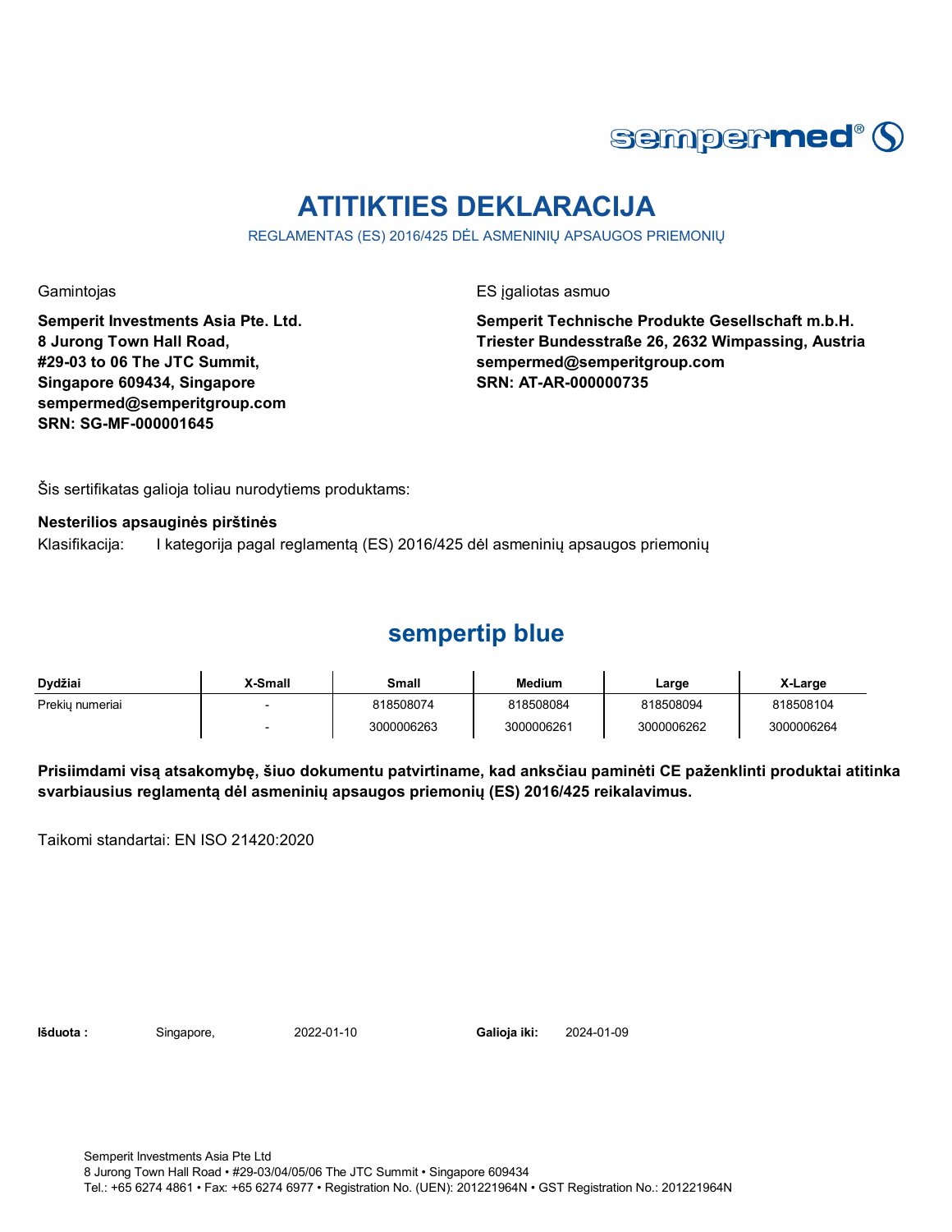# ATITIKTIES DEKLARACIJA

REGLAMENTAS (ES) 2016/425 DĖL ASMENINIŲ APSAUGOS PRIEMONIŲ

Gamintojas

**Semperit Investments Asia Pte. Ltd.**
**8 Jurong Town Hall Road,**
**#29-03 to 06 The JTC Summit,**
**Singapore 609434, Singapore**
**sempermed@semperitgroup.com**
**SRN: SG-MF-000001645**

ES įgaliotas asmuo

**Semperit Technische Produkte Gesellschaft m.b.H.**
**Triester Bundesstraße 26, 2632 Wimpassing, Austria**
**sempermed@semperitgroup.com**
**SRN: AT-AR-000000735**

Šis sertifikatas galioja toliau nurodytiems produktams:

**Nesterilios apsauginės pirštinės**

Klasifikacija: I kategorija pagal reglamentą (ES) 2016/425 dėl asmeninių apsaugos priemonių

## sempertip blue

| Dydžiai | X-Small | Small | Medium | Large | X-Large |
|---|---|---|---|---|---|
| Prekių numeriai | - | 818508074 | 818508084 | 818508094 | 818508104 |
| | - | 3000006263 | 3000006261 | 3000006262 | 3000006264 |

**Prisiimdami visą atsakomybę, šiuo dokumentu patvirtiname, kad anksčiau paminėti CE paženklinti produktai atitinka svarbiausius reglamentą dėl asmeninių apsaugos priemonių (ES) 2016/425 reikalavimus.**

Taikomi standartai: EN ISO 21420:2020

**Išduota :** Singapore, 2022-01-10 **Galioja iki:** 2024-01-09

Semperit Investments Asia Pte Ltd
8 Jurong Town Hall Road • #29-03/04/05/06 The JTC Summit • Singapore 609434
Tel.: +65 6274 4861 • Fax: +65 6274 6977 • Registration No. (UEN): 201221964N • GST Registration No.: 201221964N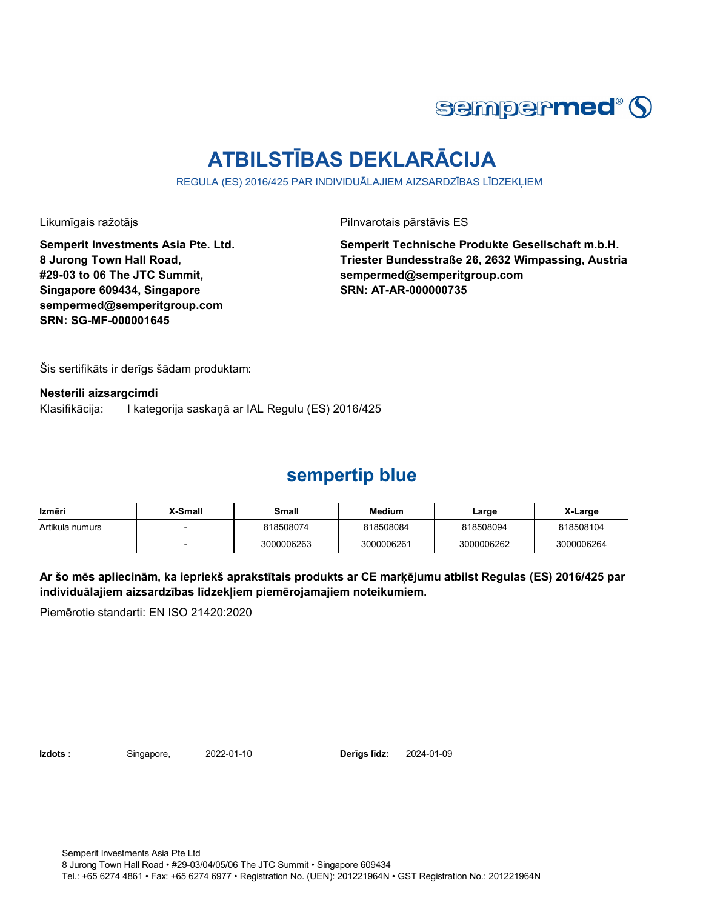sempermed®

# ATBILSTĪBAS DEKLARĀCIJA

REGULA (ES) 2016/425 PAR INDIVIDUĀLAJIEM AIZSARDZĪBAS LĪDZEKĻIEM

Likumīgais ražotājs

**Semperit Investments Asia Pte. Ltd.**
**8 Jurong Town Hall Road,**
**#29-03 to 06 The JTC Summit,**
**Singapore 609434, Singapore**
**sempermed@semperitgroup.com**
**SRN: SG-MF-000001645**

Pilnvarotais pārstāvis ES

**Semperit Technische Produkte Gesellschaft m.b.H.**
**Triester Bundesstraße 26, 2632 Wimpassing, Austria**
**sempermed@semperitgroup.com**
**SRN: AT-AR-000000735**

Šis sertifikāts ir derīgs šādam produktam:

**Nesterili aizsargcimdi**
Klasifikācija: I kategorija saskaņā ar IAL Regulu (ES) 2016/425

## sempertip blue

| Izmēri | X-Small | Small | Medium | Large | X-Large |
|---|---|---|---|---|---|
| Artikula numurs | - | 818508074 | 818508084 | 818508094 | 818508104 |
| | - | 3000006263 | 3000006261 | 3000006262 | 3000006264 |

**Ar šo mēs apliecinām, ka iepriekš aprakstītais produkts ar CE marķējumu atbilst Regulas (ES) 2016/425 par individuālajiem aizsardzības līdzekļiem piemērojamajiem noteikumiem.**

Piemērotie standarti: EN ISO 21420:2020

**Izdots :** Singapore, 2022-01-10 **Derīgs līdz:** 2024-01-09

Semperit Investments Asia Pte Ltd
8 Jurong Town Hall Road • #29-03/04/05/06 The JTC Summit • Singapore 609434
Tel.: +65 6274 4861 • Fax: +65 6274 6977 • Registration No. (UEN): 201221964N • GST Registration No.: 201221964N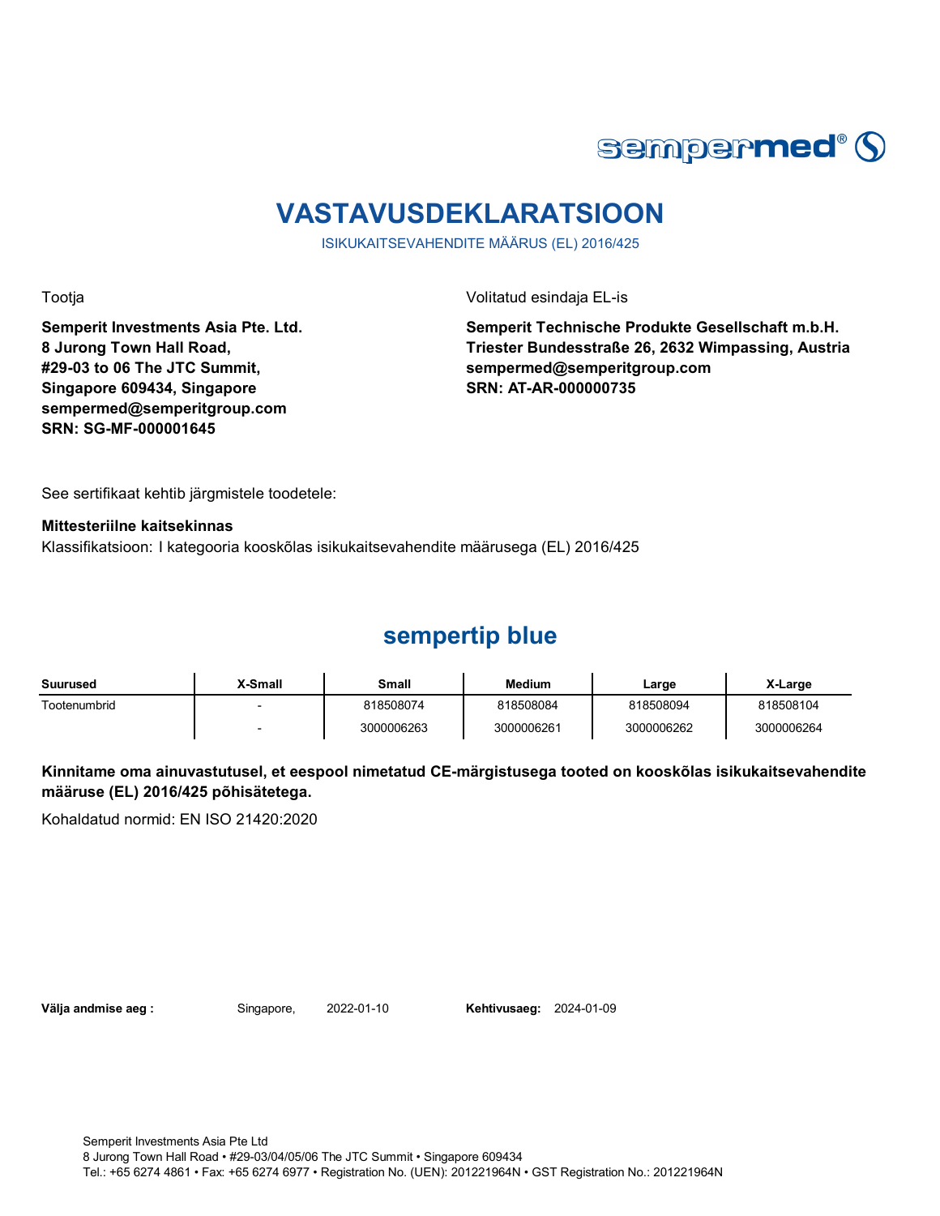# VASTAVUSDEKLARATSIOON

ISIKUKAITSEVAHENDITE MÄÄRUS (EL) 2016/425

Tootja

**Semperit Investments Asia Pte. Ltd.**
**8 Jurong Town Hall Road,**
**#29-03 to 06 The JTC Summit,**
**Singapore 609434, Singapore**
**sempermed@semperitgroup.com**
**SRN: SG-MF-000001645**

Volitatud esindaja EL-is

**Semperit Technische Produkte Gesellschaft m.b.H.**
**Triester Bundesstraße 26, 2632 Wimpassing, Austria**
**sempermed@semperitgroup.com**
**SRN: AT-AR-000000735**

See sertifikaat kehtib järgmistele toodetele:

**Mittesteriilne kaitsekinnas**
Klassifikatsioon: I kategooria kooskõlas isikukaitsevahendite määrusega (EL) 2016/425

## sempertip blue

| Suurused | X-Small | Small | Medium | Large | X-Large |
|---|---|---|---|---|---|
| Tootenumbrid | - | 818508074 | 818508084 | 818508094 | 818508104 |
| | - | 3000006263 | 3000006261 | 3000006262 | 3000006264 |

**Kinnitame oma ainuvastutusel, et eespool nimetatud CE-märgistusega tooted on kooskõlas isikukaitsevahendite määruse (EL) 2016/425 põhisätetega.**

Kohaldatud normid: EN ISO 21420:2020

**Välja andmise aeg :** Singapore, 2022-01-10 **Kehtivusaeg:** 2024-01-09

Semperit Investments Asia Pte Ltd
8 Jurong Town Hall Road • #29-03/04/05/06 The JTC Summit • Singapore 609434
Tel.: +65 6274 4861 • Fax: +65 6274 6977 • Registration No. (UEN): 201221964N • GST Registration No.: 201221964N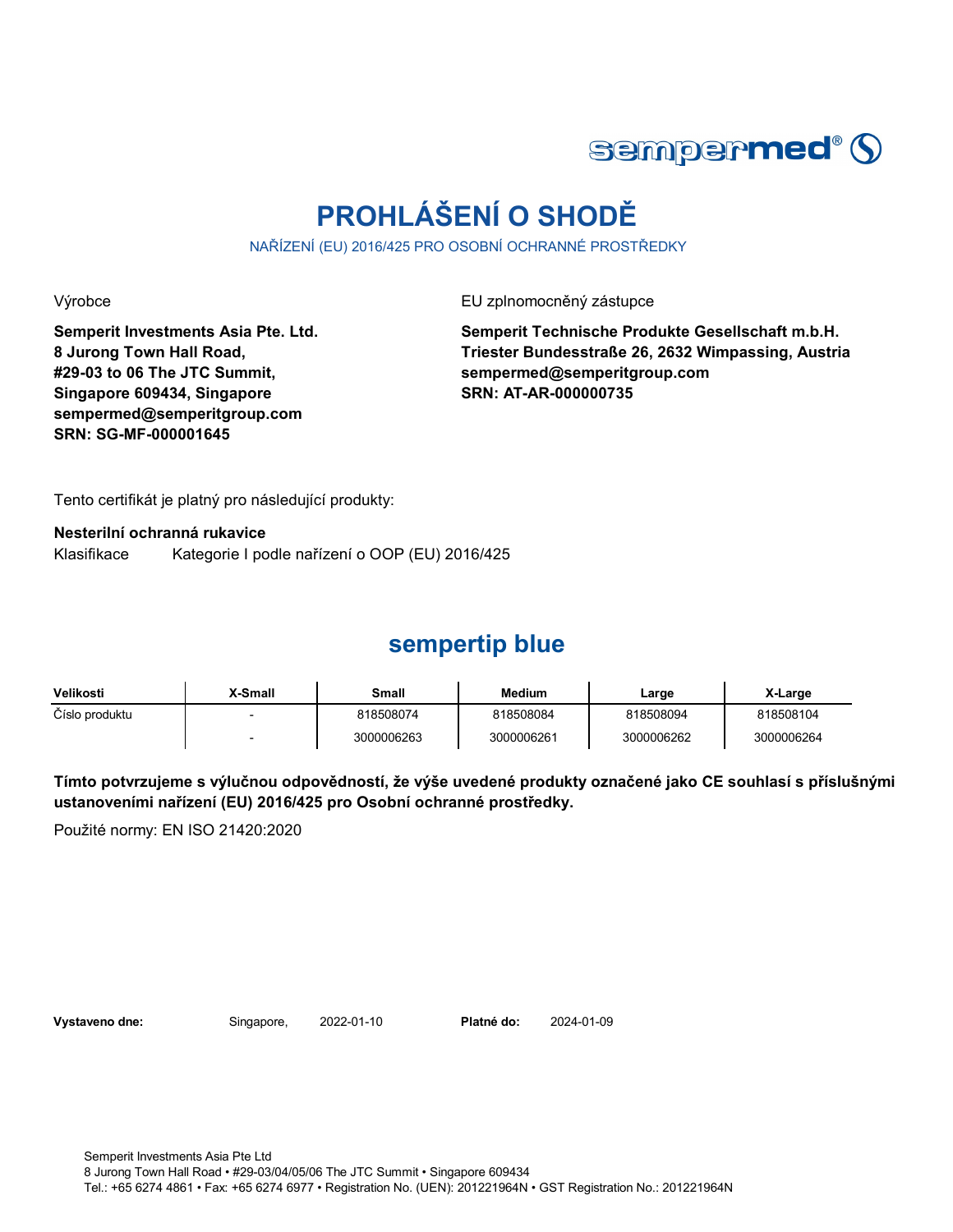sempermed®

# PROHLÁŠENÍ O SHODĚ

NAŘÍZENÍ (EU) 2016/425 PRO OSOBNÍ OCHRANNÉ PROSTŘEDKY

Výrobce

**Semperit Investments Asia Pte. Ltd.**
**8 Jurong Town Hall Road,**
**#29-03 to 06 The JTC Summit,**
**Singapore 609434, Singapore**
**sempermed@semperitgroup.com**
**SRN: SG-MF-000001645**

EU zplnomocněný zástupce

**Semperit Technische Produkte Gesellschaft m.b.H.**
**Triester Bundesstraße 26, 2632 Wimpassing, Austria**
**sempermed@semperitgroup.com**
**SRN: AT-AR-000000735**

Tento certifikát je platný pro následující produkty:

**Nesterilní ochranná rukavice**

Klasifikace Kategorie I podle nařízení o OOP (EU) 2016/425

## sempertip blue

| Velikosti | X-Small | Small | Medium | Large | X-Large |
|---|---|---|---|---|---|
| Číslo produktu | - | 818508074 | 818508084 | 818508094 | 818508104 |
| | - | 3000006263 | 3000006261 | 3000006262 | 3000006264 |

**Tímto potvrzujeme s výlučnou odpovědností, že výše uvedené produkty označené jako CE souhlasí s příslušnými ustanoveními nařízení (EU) 2016/425 pro Osobní ochranné prostředky.**

Použité normy: EN ISO 21420:2020

**Vystaveno dne:** Singapore, 2022-01-10 **Platné do:** 2024-01-09

Semperit Investments Asia Pte Ltd
8 Jurong Town Hall Road • #29-03/04/05/06 The JTC Summit • Singapore 609434
Tel.: +65 6274 4861 • Fax: +65 6274 6977 • Registration No. (UEN): 201221964N • GST Registration No.: 201221964N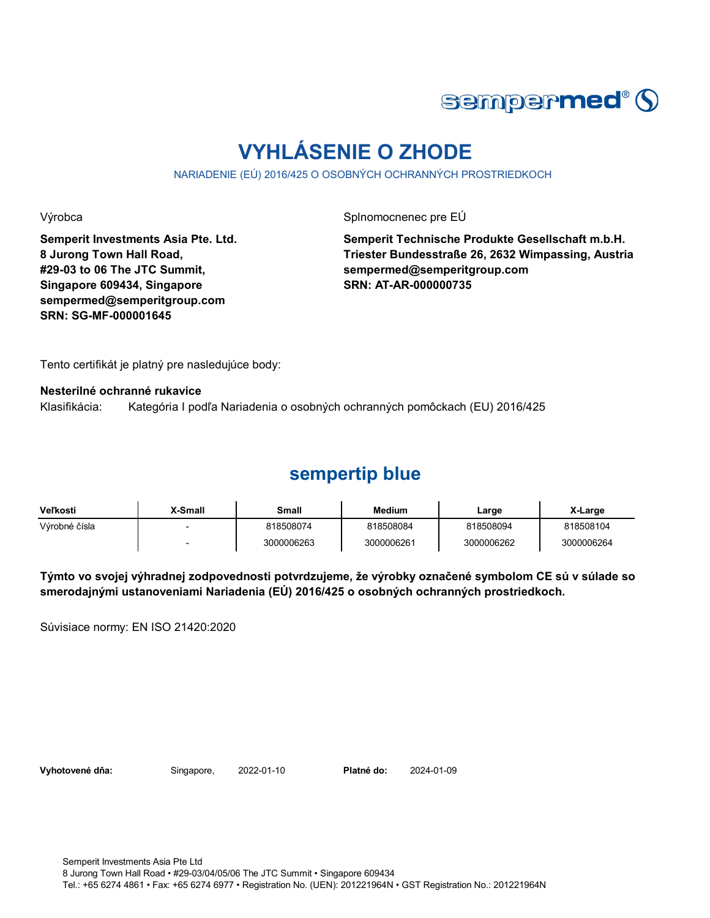sempermed®

# VYHLÁSENIE O ZHODE

NARIADENIE (EÚ) 2016/425 O OSOBNÝCH OCHRANNÝCH PROSTRIEDKOCH

Výrobca

**Semperit Investments Asia Pte. Ltd.**
**8 Jurong Town Hall Road,**
**#29-03 to 06 The JTC Summit,**
**Singapore 609434, Singapore**
**sempermed@semperitgroup.com**
**SRN: SG-MF-000001645**

Splnomocnenec pre EÚ

**Semperit Technische Produkte Gesellschaft m.b.H.**
**Triester Bundesstraße 26, 2632 Wimpassing, Austria**
**sempermed@semperitgroup.com**
**SRN: AT-AR-000000735**

Tento certifikát je platný pre nasledujúce body:

**Nesterilné ochranné rukavice**
Klasifikácia: Kategória I podľa Nariadenia o osobných ochranných pomôckach (EU) 2016/425

## sempertip blue

| Veľkosti | X-Small | Small | Medium | Large | X-Large |
|---|---|---|---|---|---|
| Výrobné čísla | - | 818508074 | 818508084 | 818508094 | 818508104 |
| | - | 3000006263 | 3000006261 | 3000006262 | 3000006264 |

**Týmto vo svojej výhradnej zodpovednosti potvrdzujeme, že výrobky označené symbolom CE sú v súlade so smerodajnými ustanoveniami Nariadenia (EÚ) 2016/425 o osobných ochranných prostriedkoch.**

Súvisiace normy: EN ISO 21420:2020

**Vyhotovené dňa:** Singapore, 2022-01-10 **Platné do:** 2024-01-09

Semperit Investments Asia Pte Ltd
8 Jurong Town Hall Road • #29-03/04/05/06 The JTC Summit • Singapore 609434
Tel.: +65 6274 4861 • Fax: +65 6274 6977 • Registration No. (UEN): 201221964N • GST Registration No.: 201221964N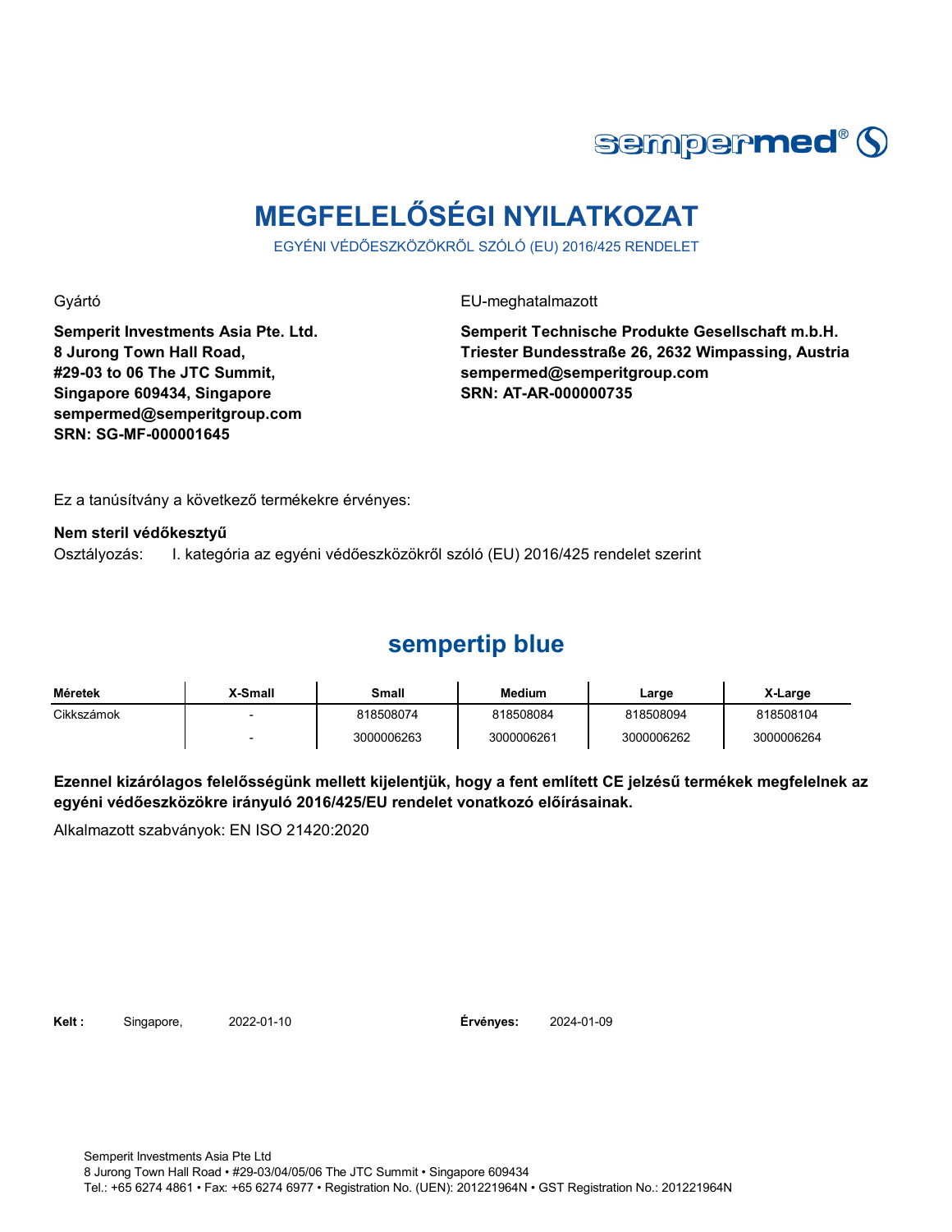# MEGFELELŐSÉGI NYILATKOZAT

EGYÉNI VÉDŐESZKÖZÖKRŐL SZÓLÓ (EU) 2016/425 RENDELET

Gyártó

**Semperit Investments Asia Pte. Ltd.**
**8 Jurong Town Hall Road,**
**#29-03 to 06 The JTC Summit,**
**Singapore 609434, Singapore**
**sempermed@semperitgroup.com**
**SRN: SG-MF-000001645**

EU-meghatalmazott

**Semperit Technische Produkte Gesellschaft m.b.H.**
**Triester Bundesstraße 26, 2632 Wimpassing, Austria**
**sempermed@semperitgroup.com**
**SRN: AT-AR-000000735**

Ez a tanúsítvány a következő termékekre érvényes:

**Nem steril védőkesztyű**

Osztályozás: I. kategória az egyéni védőeszközökről szóló (EU) 2016/425 rendelet szerint

## sempertip blue

| Méretek | X-Small | Small | Medium | Large | X-Large |
|---|---|---|---|---|---|
| Cikkszámok | - | 818508074 | 818508084 | 818508094 | 818508104 |
| | - | 3000006263 | 3000006261 | 3000006262 | 3000006264 |

**Ezennel kizárólagos felelősségünk mellett kijelentjük, hogy a fent említett CE jelzésű termékek megfelelnek az egyéni védőeszközökre irányuló 2016/425/EU rendelet vonatkozó előírásainak.**

Alkalmazott szabványok: EN ISO 21420:2020

**Kelt :** Singapore, 2022-01-10 **Érvényes:** 2024-01-09

Semperit Investments Asia Pte Ltd
8 Jurong Town Hall Road • #29-03/04/05/06 The JTC Summit • Singapore 609434
Tel.: +65 6274 4861 • Fax: +65 6274 6977 • Registration No. (UEN): 201221964N • GST Registration No.: 201221964N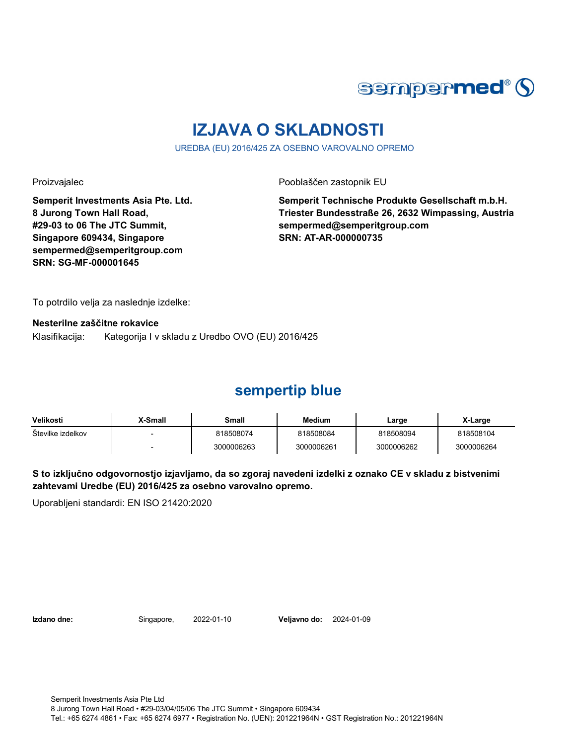# IZJAVA O SKLADNOSTI

UREDBA (EU) 2016/425 ZA OSEBNO VAROVALNO OPREMO

Proizvajalec

**Semperit Investments Asia Pte. Ltd.**
**8 Jurong Town Hall Road,**
**#29-03 to 06 The JTC Summit,**
**Singapore 609434, Singapore**
**sempermed@semperitgroup.com**
**SRN: SG-MF-000001645**

Pooblaščen zastopnik EU

**Semperit Technische Produkte Gesellschaft m.b.H.**
**Triester Bundesstraße 26, 2632 Wimpassing, Austria**
**sempermed@semperitgroup.com**
**SRN: AT-AR-000000735**

To potrdilo velja za naslednje izdelke:

**Nesterilne zaščitne rokavice**

Klasifikacija: Kategorija I v skladu z Uredbo OVO (EU) 2016/425

## sempertip blue

| Velikosti | X-Small | Small | Medium | Large | X-Large |
|---|---|---|---|---|---|
| Številke izdelkov | - | 818508074 | 818508084 | 818508094 | 818508104 |
| | - | 3000006263 | 3000006261 | 3000006262 | 3000006264 |

**S to izključno odgovornostjo izjavljamo, da so zgoraj navedeni izdelki z oznako CE v skladu z bistvenimi zahtevami Uredbe (EU) 2016/425 za osebno varovalno opremo.**

Uporabljeni standardi: EN ISO 21420:2020

**Izdano dne:** Singapore, 2022-01-10 **Veljavno do:** 2024-01-09

Semperit Investments Asia Pte Ltd
8 Jurong Town Hall Road • #29-03/04/05/06 The JTC Summit • Singapore 609434
Tel.: +65 6274 4861 • Fax: +65 6274 6977 • Registration No. (UEN): 201221964N • GST Registration No.: 201221964N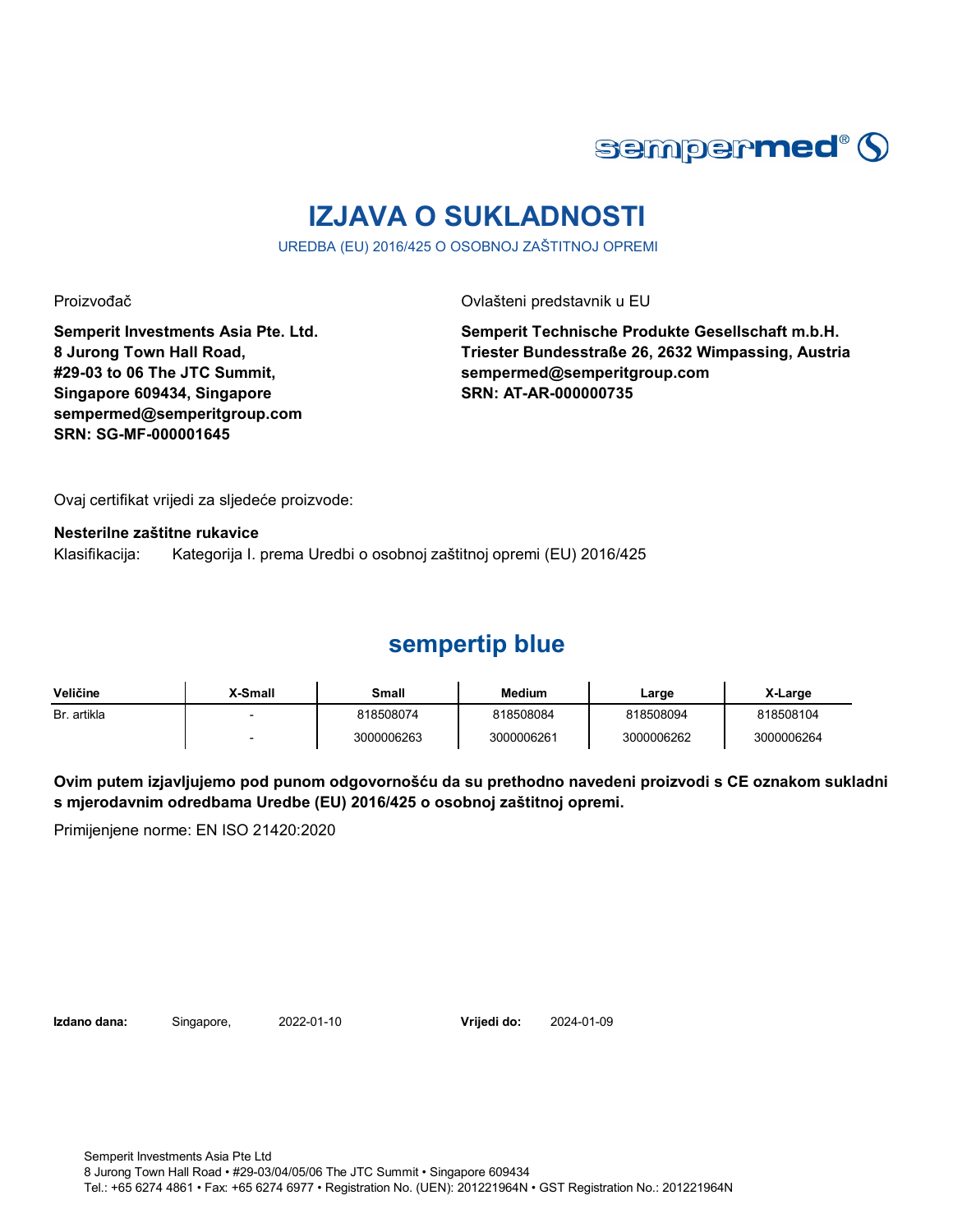sempermed®

# IZJAVA O SUKLADNOSTI

UREDBA (EU) 2016/425 O OSOBNOJ ZAŠTITNOJ OPREMI

Proizvođač

**Semperit Investments Asia Pte. Ltd.**
**8 Jurong Town Hall Road,**
**#29-03 to 06 The JTC Summit,**
**Singapore 609434, Singapore**
**sempermed@semperitgroup.com**
**SRN: SG-MF-000001645**

Ovlašteni predstavnik u EU

**Semperit Technische Produkte Gesellschaft m.b.H.**
**Triester Bundesstraße 26, 2632 Wimpassing, Austria**
**sempermed@semperitgroup.com**
**SRN: AT-AR-000000735**

Ovaj certifikat vrijedi za sljedeće proizvode:

**Nesterilne zaštitne rukavice**

Klasifikacija: Kategorija I. prema Uredbi o osobnoj zaštitnoj opremi (EU) 2016/425

## sempertip blue

| Veličine | X-Small | Small | Medium | Large | X-Large |
|---|---|---|---|---|---|
| Br. artikla | - | 818508074 | 818508084 | 818508094 | 818508104 |
| | - | 3000006263 | 3000006261 | 3000006262 | 3000006264 |

**Ovim putem izjavljujemo pod punom odgovornošću da su prethodno navedeni proizvodi s CE oznakom sukladni s mjerodavnim odredbama Uredbe (EU) 2016/425 o osobnoj zaštitnoj opremi.**

Primijenjene norme: EN ISO 21420:2020

**Izdano dana:** Singapore, 2022-01-10 **Vrijedi do:** 2024-01-09

Semperit Investments Asia Pte Ltd
8 Jurong Town Hall Road • #29-03/04/05/06 The JTC Summit • Singapore 609434
Tel.: +65 6274 4861 • Fax: +65 6274 6977 • Registration No. (UEN): 201221964N • GST Registration No.: 201221964N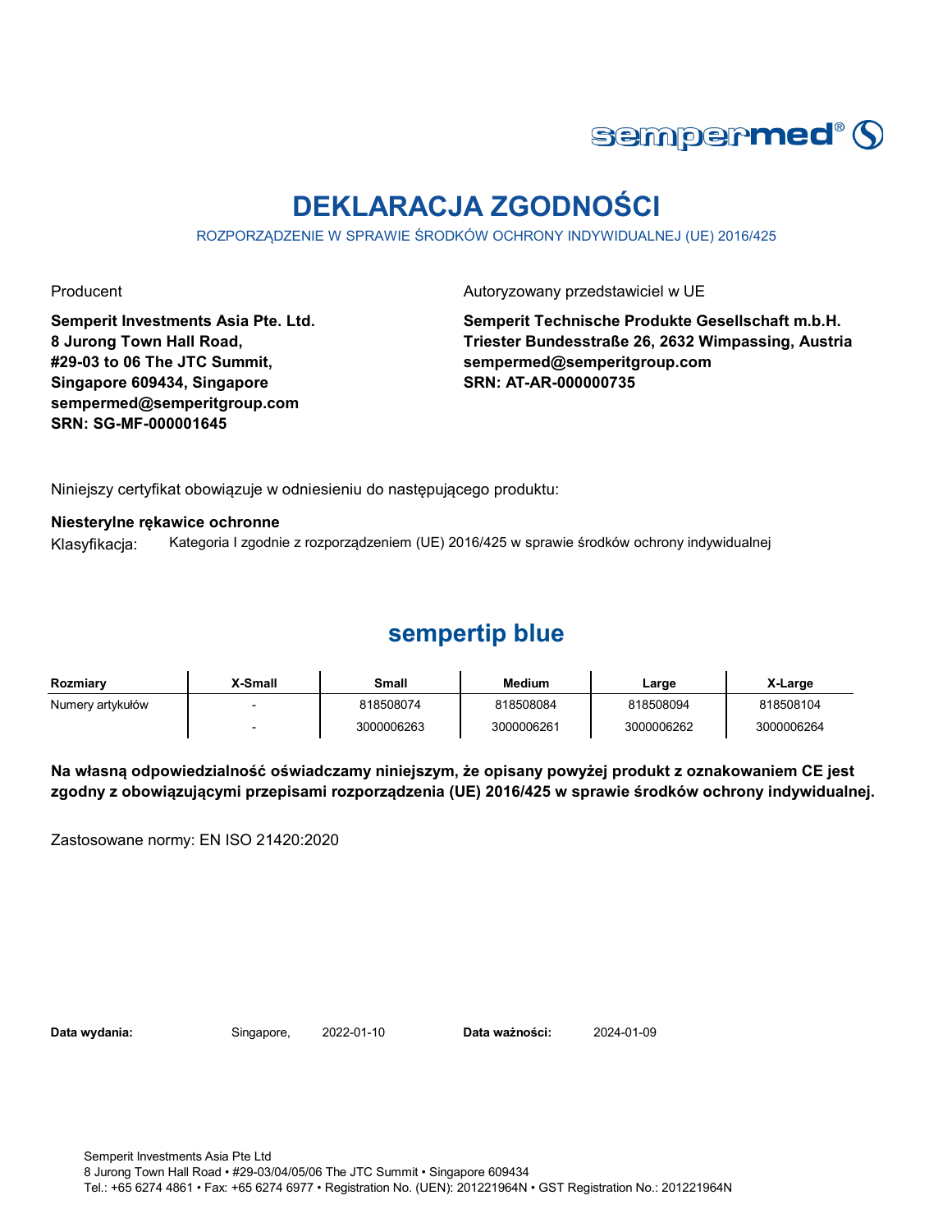# DEKLARACJA ZGODNOŚCI

ROZPORZĄDZENIE W SPRAWIE ŚRODKÓW OCHRONY INDYWIDUALNEJ (UE) 2016/425

Producent

**Semperit Investments Asia Pte. Ltd.**
**8 Jurong Town Hall Road,**
**#29-03 to 06 The JTC Summit,**
**Singapore 609434, Singapore**
**sempermed@semperitgroup.com**
**SRN: SG-MF-000001645**

Autoryzowany przedstawiciel w UE

**Semperit Technische Produkte Gesellschaft m.b.H.**
**Triester Bundesstraße 26, 2632 Wimpassing, Austria**
**sempermed@semperitgroup.com**
**SRN: AT-AR-000000735**

Niniejszy certyfikat obowiązuje w odniesieniu do następującego produktu:

**Niesterylne rękawice ochronne**

Klasyfikacja: Kategoria I zgodnie z rozporządzeniem (UE) 2016/425 w sprawie środków ochrony indywidualnej

## sempertip blue

| Rozmiary | X-Small | Small | Medium | Large | X-Large |
|---|---|---|---|---|---|
| Numery artykułów | - | 818508074 | 818508084 | 818508094 | 818508104 |
| | - | 3000006263 | 3000006261 | 3000006262 | 3000006264 |

**Na własną odpowiedzialność oświadczamy niniejszym, że opisany powyżej produkt z oznakowaniem CE jest zgodny z obowiązującymi przepisami rozporządzenia (UE) 2016/425 w sprawie środków ochrony indywidualnej.**

Zastosowane normy: EN ISO 21420:2020

**Data wydania:** Singapore, 2022-01-10 **Data ważności:** 2024-01-09

Semperit Investments Asia Pte Ltd
8 Jurong Town Hall Road • #29-03/04/05/06 The JTC Summit • Singapore 609434
Tel.: +65 6274 4861 • Fax: +65 6274 6977 • Registration No. (UEN): 201221964N • GST Registration No.: 201221964N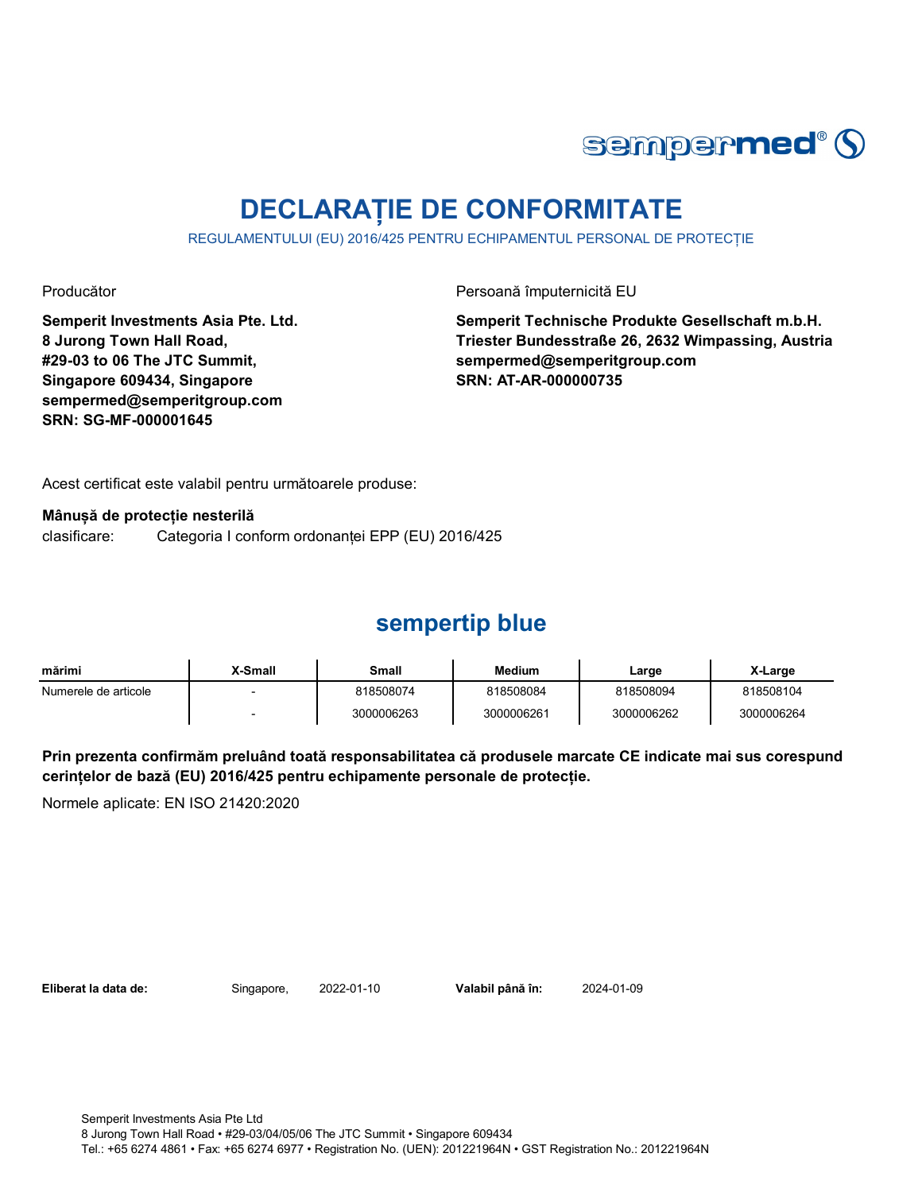sempermed®

# DECLARAȚIE DE CONFORMITATE

REGULAMENTULUI (EU) 2016/425 PENTRU ECHIPAMENTUL PERSONAL DE PROTECȚIE

Producător

**Semperit Investments Asia Pte. Ltd.**
**8 Jurong Town Hall Road,**
**#29-03 to 06 The JTC Summit,**
**Singapore 609434, Singapore**
**sempermed@semperitgroup.com**
**SRN: SG-MF-000001645**

Persoană împuternicită EU

**Semperit Technische Produkte Gesellschaft m.b.H.**
**Triester Bundesstraße 26, 2632 Wimpassing, Austria**
**sempermed@semperitgroup.com**
**SRN: AT-AR-000000735**

Acest certificat este valabil pentru următoarele produse:

**Mânușă de protecție nesterilă**
clasificare: Categoria I conform ordonanței EPP (EU) 2016/425

## sempertip blue

| mărimi | X-Small | Small | Medium | Large | X-Large |
|---|---|---|---|---|---|
| Numerele de articole | - | 818508074 | 818508084 | 818508094 | 818508104 |
| | - | 3000006263 | 3000006261 | 3000006262 | 3000006264 |

**Prin prezenta confirmăm preluând toată responsabilitatea că produsele marcate CE indicate mai sus corespund cerințelor de bază (EU) 2016/425 pentru echipamente personale de protecție.**

Normele aplicate: EN ISO 21420:2020

**Eliberat la data de:** Singapore, 2022-01-10 **Valabil până în:** 2024-01-09

Semperit Investments Asia Pte Ltd
8 Jurong Town Hall Road • #29-03/04/05/06 The JTC Summit • Singapore 609434
Tel.: +65 6274 4861 • Fax: +65 6274 6977 • Registration No. (UEN): 201221964N • GST Registration No.: 201221964N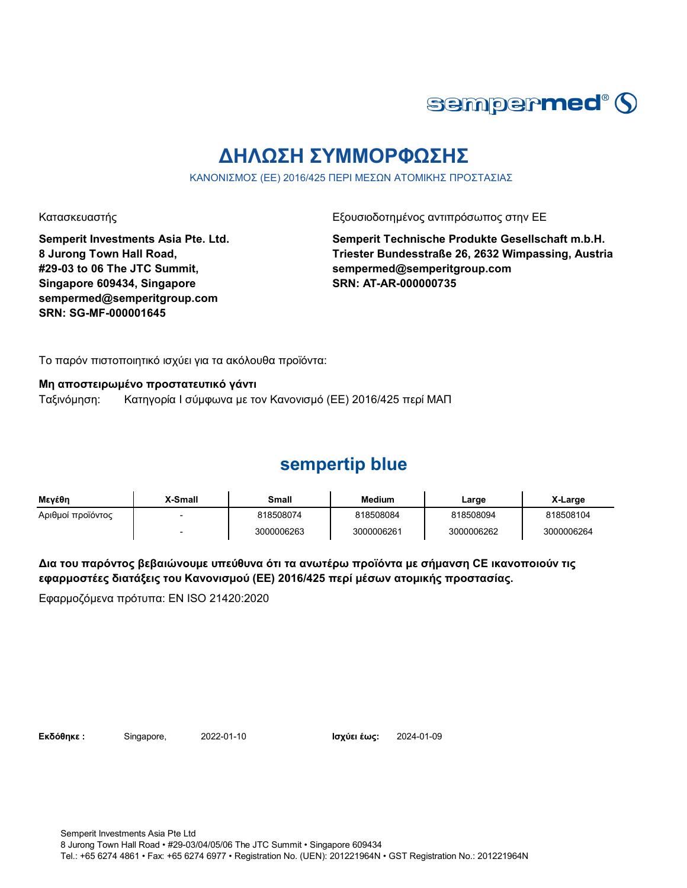sempermed®

# ΔΗΛΩΣΗ ΣΥΜΜΟΡΦΩΣΗΣ

ΚΑΝΟΝΙΣΜΟΣ (ΕΕ) 2016/425 ΠΕΡΙ ΜΕΣΩΝ ΑΤΟΜΙΚΗΣ ΠΡΟΣΤΑΣΙΑΣ

Κατασκευαστής

**Semperit Investments Asia Pte. Ltd.**
**8 Jurong Town Hall Road,**
**#29-03 to 06 The JTC Summit,**
**Singapore 609434, Singapore**
**sempermed@semperitgroup.com**
**SRN: SG-MF-000001645**

Εξουσιοδοτημένος αντιπρόσωπος στην ΕΕ

**Semperit Technische Produkte Gesellschaft m.b.H.**
**Triester Bundesstraße 26, 2632 Wimpassing, Austria**
**sempermed@semperitgroup.com**
**SRN: AT-AR-000000735**

Το παρόν πιστοποιητικό ισχύει για τα ακόλουθα προϊόντα:

**Μη αποστειρωμένο προστατευτικό γάντι**
Ταξινόμηση: Κατηγορία I σύμφωνα με τον Κανονισμό (ΕΕ) 2016/425 περί ΜΑΠ

## sempertip blue

| Μεγέθη | X-Small | Small | Medium | Large | X-Large |
|---|---|---|---|---|---|
| Αριθμοί προϊόντος | - | 818508074 | 818508084 | 818508094 | 818508104 |
| | - | 3000006263 | 3000006261 | 3000006262 | 3000006264 |

**Δια του παρόντος βεβαιώνουμε υπεύθυνα ότι τα ανωτέρω προϊόντα με σήμανση CE ικανοποιούν τις εφαρμοστέες διατάξεις του Κανονισμού (ΕΕ) 2016/425 περί μέσων ατομικής προστασίας.**

Εφαρμοζόμενα πρότυπα: EN ISO 21420:2020

**Εκδόθηκε :** Singapore, 2022-01-10 **Ισχύει έως:** 2024-01-09

Semperit Investments Asia Pte Ltd
8 Jurong Town Hall Road • #29-03/04/05/06 The JTC Summit • Singapore 609434
Tel.: +65 6274 4861 • Fax: +65 6274 6977 • Registration No. (UEN): 201221964N • GST Registration No.: 201221964N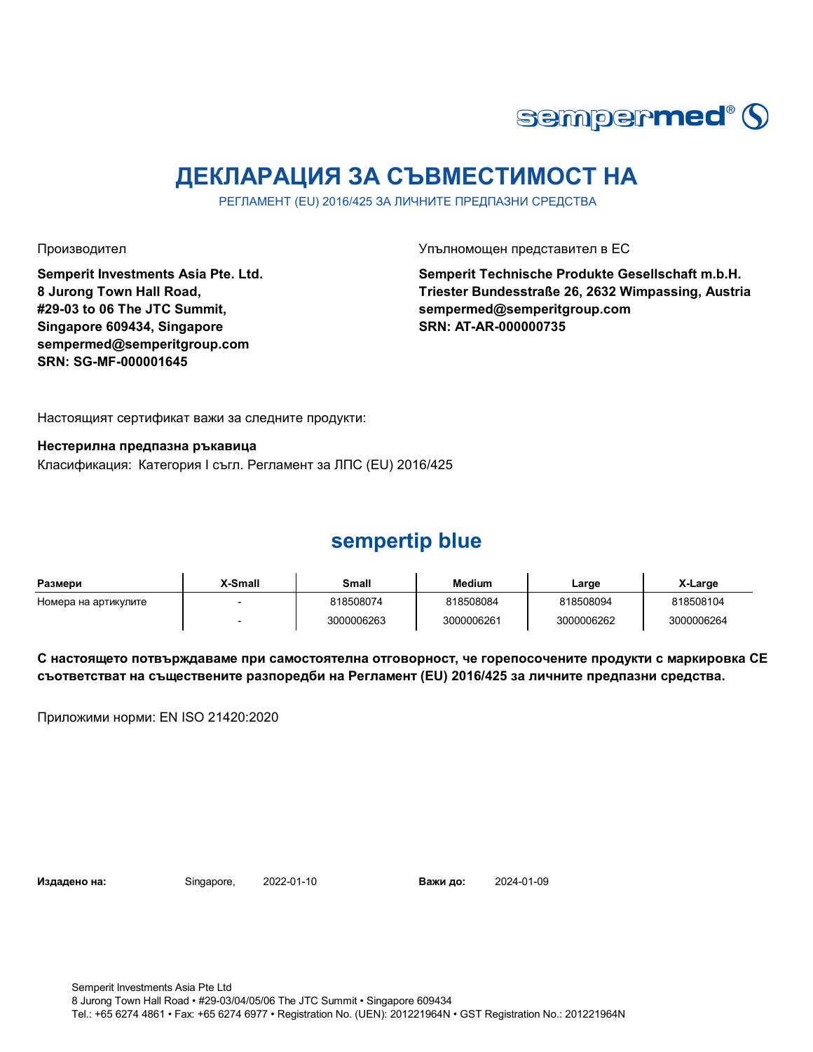sempermed®

# ДЕКЛАРАЦИЯ ЗА СЪВМЕСТИМОСТ НА

РЕГЛАМЕНТ (EU) 2016/425 ЗА ЛИЧНИТЕ ПРЕДПАЗНИ СРЕДСТВА

Производител

**Semperit Investments Asia Pte. Ltd.**
**8 Jurong Town Hall Road,**
**#29-03 to 06 The JTC Summit,**
**Singapore 609434, Singapore**
**sempermed@semperitgroup.com**
**SRN: SG-MF-000001645**

Упълномощен представител в ЕС

**Semperit Technische Produkte Gesellschaft m.b.H.**
**Triester Bundesstraße 26, 2632 Wimpassing, Austria**
**sempermed@semperitgroup.com**
**SRN: AT-AR-000000735**

Настоящият сертификат важи за следните продукти:

**Нестерилна предпазна ръкавица**
Класификация: Категория I съгл. Регламент за ЛПС (EU) 2016/425

## sempertip blue

| Размери | X-Small | Small | Medium | Large | X-Large |
|---|---|---|---|---|---|
| Номера на артикулите | - | 818508074 | 818508084 | 818508094 | 818508104 |
| | - | 3000006263 | 3000006261 | 3000006262 | 3000006264 |

**С настоящето потвърждаваме при самостоятелна отговорност, че горепосочените продукти с маркировка CE съответстват на съществените разпоредби на Регламент (EU) 2016/425 за личните предпазни средства.**

Приложими норми: EN ISO 21420:2020

**Издадено на:** Singapore, 2022-01-10 **Важи до:** 2024-01-09

Semperit Investments Asia Pte Ltd
8 Jurong Town Hall Road • #29-03/04/05/06 The JTC Summit • Singapore 609434
Tel.: +65 6274 4861 • Fax: +65 6274 6977 • Registration No. (UEN): 201221964N • GST Registration No.: 201221964N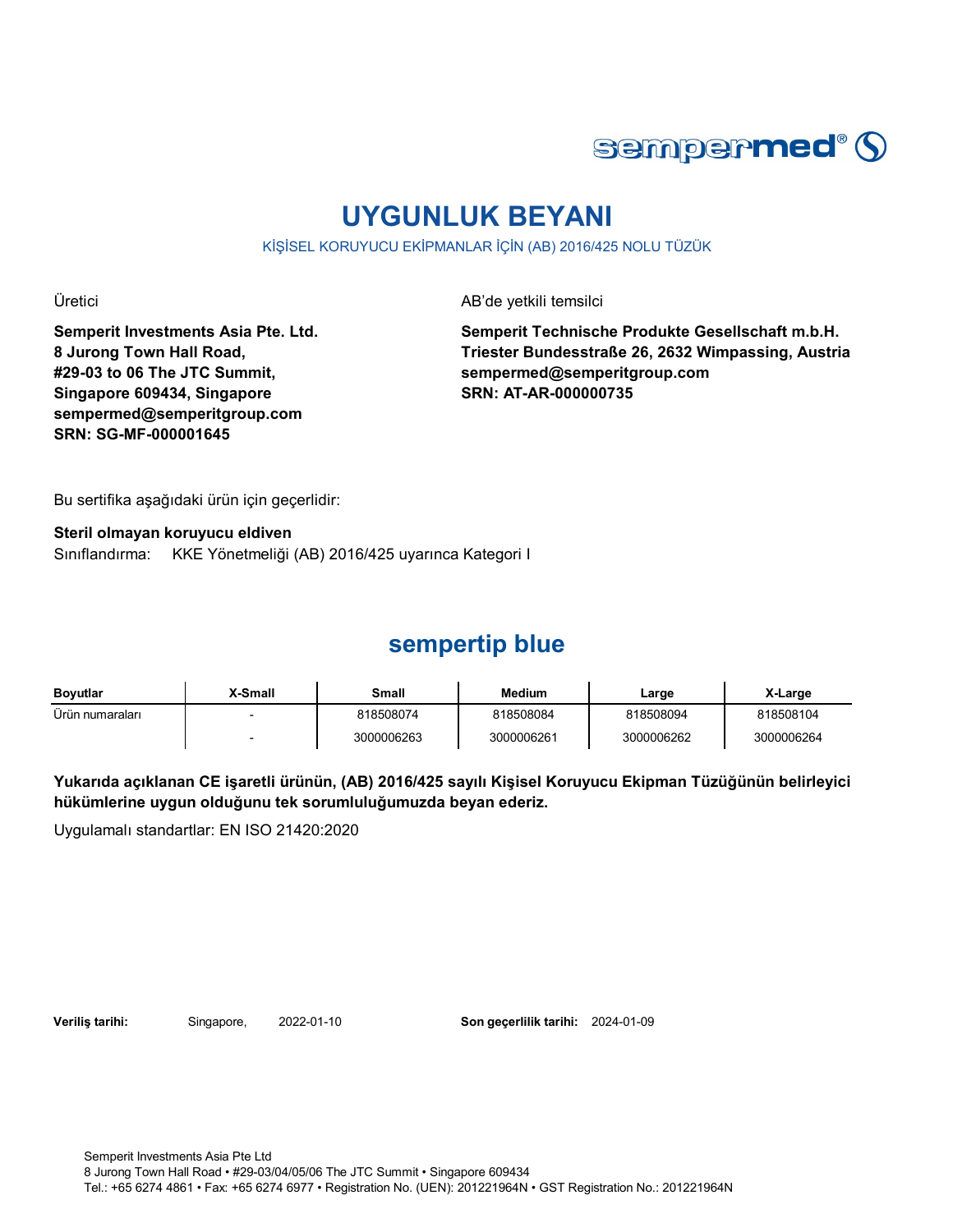# UYGUNLUK BEYANI

KİŞİSEL KORUYUCU EKİPMANLAR İÇİN (AB) 2016/425 NOLU TÜZÜK

Üretici

**Semperit Investments Asia Pte. Ltd.**
**8 Jurong Town Hall Road,**
**#29-03 to 06 The JTC Summit,**
**Singapore 609434, Singapore**
**sempermed@semperitgroup.com**
**SRN: SG-MF-000001645**

AB'de yetkili temsilci

**Semperit Technische Produkte Gesellschaft m.b.H.**
**Triester Bundesstraße 26, 2632 Wimpassing, Austria**
**sempermed@semperitgroup.com**
**SRN: AT-AR-000000735**

Bu sertifika aşağıdaki ürün için geçerlidir:

**Steril olmayan koruyucu eldiven**

Sınıflandırma: KKE Yönetmeliği (AB) 2016/425 uyarınca Kategori I

## sempertip blue

| Boyutlar | X-Small | Small | Medium | Large | X-Large |
|---|---|---|---|---|---|
| Ürün numaraları | - | 818508074 | 818508084 | 818508094 | 818508104 |
| | - | 3000006263 | 3000006261 | 3000006262 | 3000006264 |

**Yukarıda açıklanan CE işaretli ürünün, (AB) 2016/425 sayılı Kişisel Koruyucu Ekipman Tüzüğünün belirleyici hükümlerine uygun olduğunu tek sorumluluğumuzda beyan ederiz.**

Uygulamalı standartlar: EN ISO 21420:2020

**Veriliş tarihi:** Singapore, 2022-01-10

**Son geçerlilik tarihi:** 2024-01-09

Semperit Investments Asia Pte Ltd
8 Jurong Town Hall Road • #29-03/04/05/06 The JTC Summit • Singapore 609434
Tel.: +65 6274 4861 • Fax: +65 6274 6977 • Registration No. (UEN): 201221964N • GST Registration No.: 201221964N